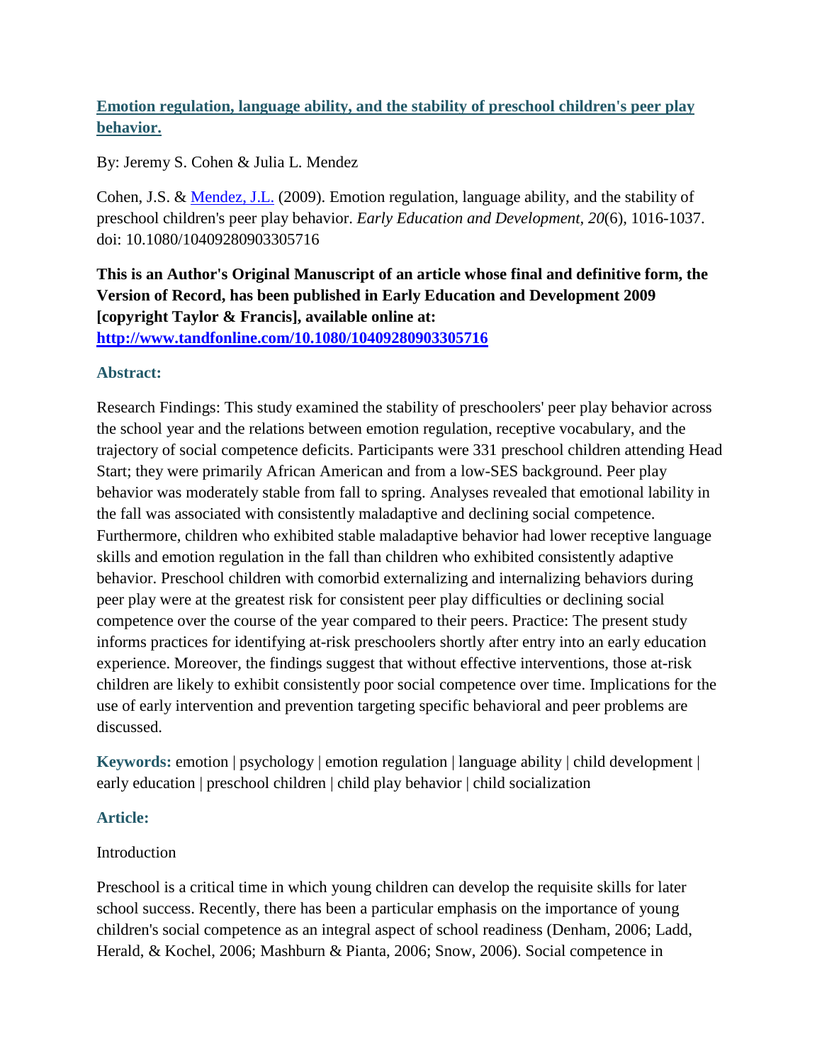# [Emotion regulation, language ability, and the stability of preschool children's peer play behavior.](#)

By: Jeremy S. Cohen & Julia L. Mendez

Cohen, J.S. & [Mendez, J.L.](#) (2009). Emotion regulation, language ability, and the stability of preschool children's peer play behavior. *Early Education and Development, 20*(6), 1016-1037. doi: 10.1080/10409280903305716

**This is an Author's Original Manuscript of an article whose final and definitive form, the Version of Record, has been published in Early Education and Development 2009 [copyright Taylor & Francis], available online at: [http://www.tandfonline.com/10.1080/10409280903305716](http://www.tandfonline.com/10.1080/10409280903305716)**

## Abstract:

Research Findings: This study examined the stability of preschoolers' peer play behavior across the school year and the relations between emotion regulation, receptive vocabulary, and the trajectory of social competence deficits. Participants were 331 preschool children attending Head Start; they were primarily African American and from a low-SES background. Peer play behavior was moderately stable from fall to spring. Analyses revealed that emotional lability in the fall was associated with consistently maladaptive and declining social competence. Furthermore, children who exhibited stable maladaptive behavior had lower receptive language skills and emotion regulation in the fall than children who exhibited consistently adaptive behavior. Preschool children with comorbid externalizing and internalizing behaviors during peer play were at the greatest risk for consistent peer play difficulties or declining social competence over the course of the year compared to their peers. Practice: The present study informs practices for identifying at-risk preschoolers shortly after entry into an early education experience. Moreover, the findings suggest that without effective interventions, those at-risk children are likely to exhibit consistently poor social competence over time. Implications for the use of early intervention and prevention targeting specific behavioral and peer problems are discussed.

**Keywords:** emotion | psychology | emotion regulation | language ability | child development | early education | preschool children | child play behavior | child socialization

## Article:

Introduction

Preschool is a critical time in which young children can develop the requisite skills for later school success. Recently, there has been a particular emphasis on the importance of young children's social competence as an integral aspect of school readiness (Denham, 2006; Ladd, Herald, & Kochel, 2006; Mashburn & Pianta, 2006; Snow, 2006). Social competence in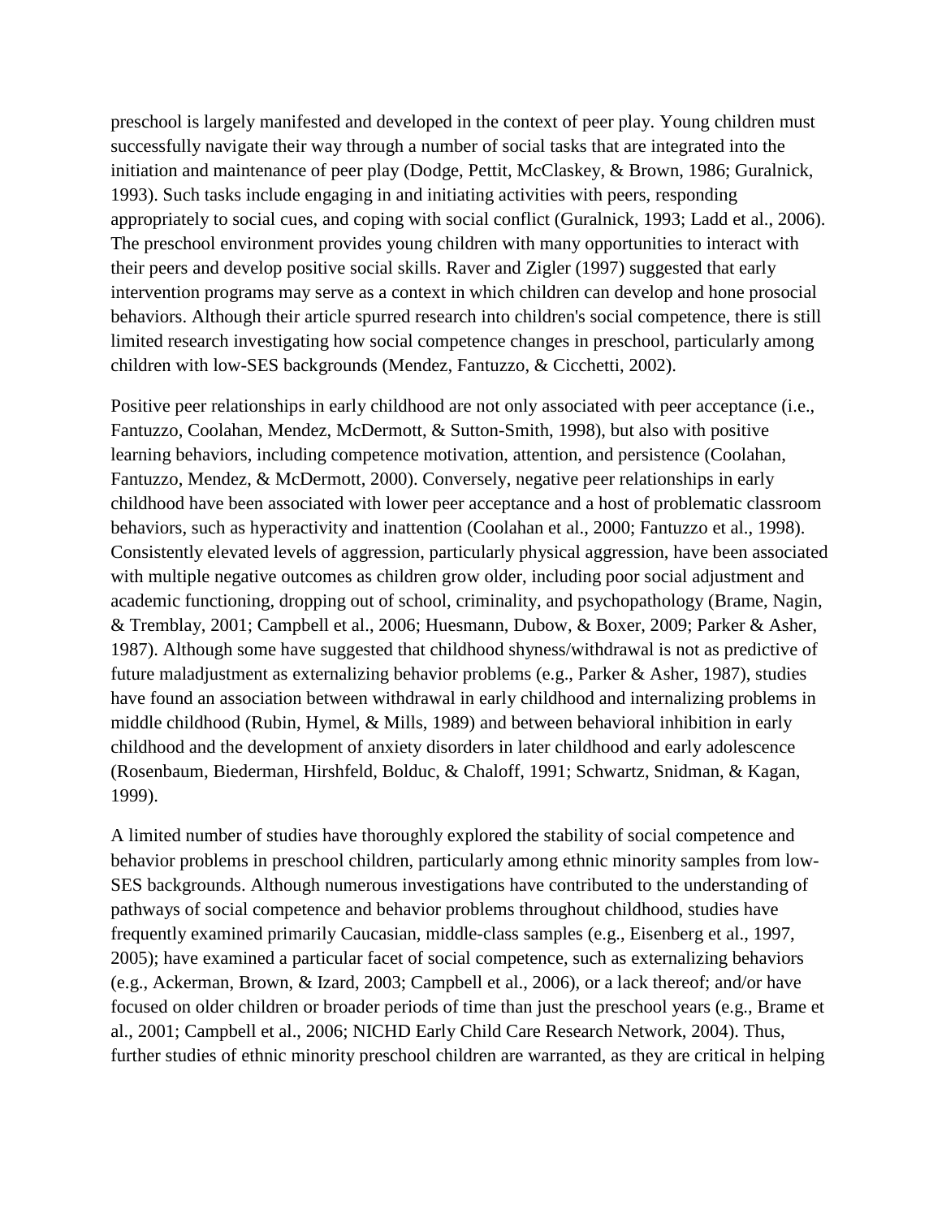preschool is largely manifested and developed in the context of peer play. Young children must successfully navigate their way through a number of social tasks that are integrated into the initiation and maintenance of peer play (Dodge, Pettit, McClaskey, & Brown, 1986; Guralnick, 1993). Such tasks include engaging in and initiating activities with peers, responding appropriately to social cues, and coping with social conflict (Guralnick, 1993; Ladd et al., 2006). The preschool environment provides young children with many opportunities to interact with their peers and develop positive social skills. Raver and Zigler (1997) suggested that early intervention programs may serve as a context in which children can develop and hone prosocial behaviors. Although their article spurred research into children's social competence, there is still limited research investigating how social competence changes in preschool, particularly among children with low-SES backgrounds (Mendez, Fantuzzo, & Cicchetti, 2002).

Positive peer relationships in early childhood are not only associated with peer acceptance (i.e., Fantuzzo, Coolahan, Mendez, McDermott, & Sutton-Smith, 1998), but also with positive learning behaviors, including competence motivation, attention, and persistence (Coolahan, Fantuzzo, Mendez, & McDermott, 2000). Conversely, negative peer relationships in early childhood have been associated with lower peer acceptance and a host of problematic classroom behaviors, such as hyperactivity and inattention (Coolahan et al., 2000; Fantuzzo et al., 1998). Consistently elevated levels of aggression, particularly physical aggression, have been associated with multiple negative outcomes as children grow older, including poor social adjustment and academic functioning, dropping out of school, criminality, and psychopathology (Brame, Nagin, & Tremblay, 2001; Campbell et al., 2006; Huesmann, Dubow, & Boxer, 2009; Parker & Asher, 1987). Although some have suggested that childhood shyness/withdrawal is not as predictive of future maladjustment as externalizing behavior problems (e.g., Parker & Asher, 1987), studies have found an association between withdrawal in early childhood and internalizing problems in middle childhood (Rubin, Hymel, & Mills, 1989) and between behavioral inhibition in early childhood and the development of anxiety disorders in later childhood and early adolescence (Rosenbaum, Biederman, Hirshfeld, Bolduc, & Chaloff, 1991; Schwartz, Snidman, & Kagan, 1999).

A limited number of studies have thoroughly explored the stability of social competence and behavior problems in preschool children, particularly among ethnic minority samples from low-SES backgrounds. Although numerous investigations have contributed to the understanding of pathways of social competence and behavior problems throughout childhood, studies have frequently examined primarily Caucasian, middle-class samples (e.g., Eisenberg et al., 1997, 2005); have examined a particular facet of social competence, such as externalizing behaviors (e.g., Ackerman, Brown, & Izard, 2003; Campbell et al., 2006), or a lack thereof; and/or have focused on older children or broader periods of time than just the preschool years (e.g., Brame et al., 2001; Campbell et al., 2006; NICHD Early Child Care Research Network, 2004). Thus, further studies of ethnic minority preschool children are warranted, as they are critical in helping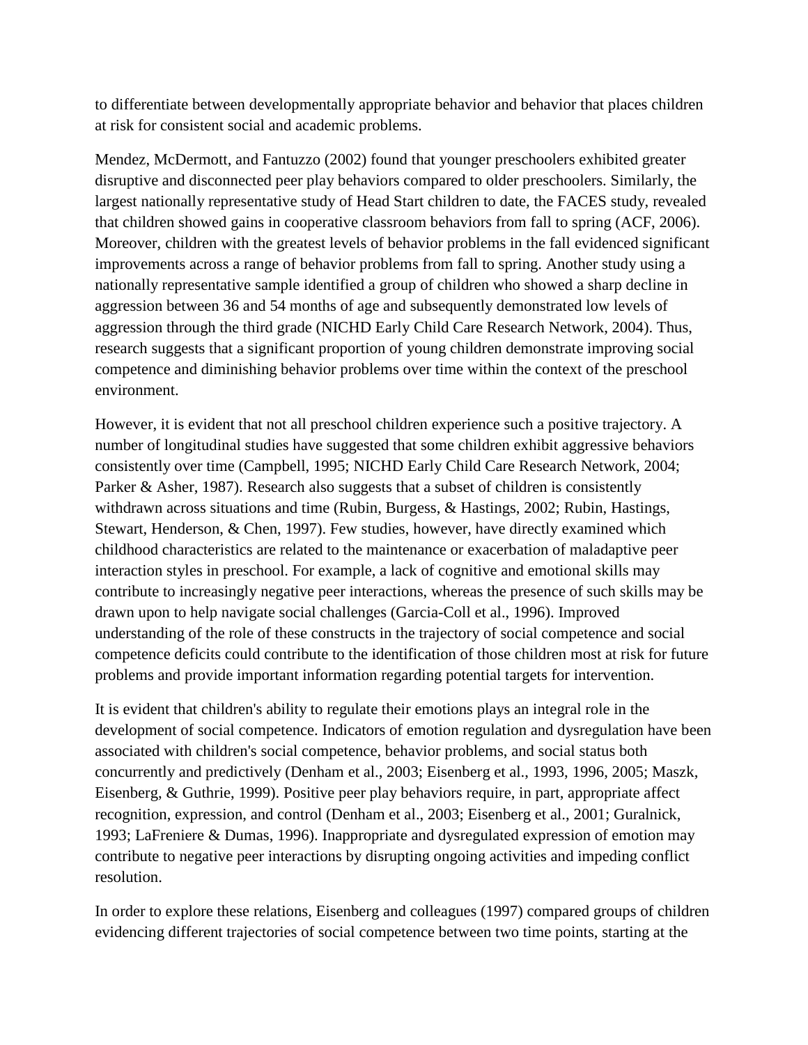to differentiate between developmentally appropriate behavior and behavior that places children at risk for consistent social and academic problems.

Mendez, McDermott, and Fantuzzo (2002) found that younger preschoolers exhibited greater disruptive and disconnected peer play behaviors compared to older preschoolers. Similarly, the largest nationally representative study of Head Start children to date, the FACES study, revealed that children showed gains in cooperative classroom behaviors from fall to spring (ACF, 2006). Moreover, children with the greatest levels of behavior problems in the fall evidenced significant improvements across a range of behavior problems from fall to spring. Another study using a nationally representative sample identified a group of children who showed a sharp decline in aggression between 36 and 54 months of age and subsequently demonstrated low levels of aggression through the third grade (NICHD Early Child Care Research Network, 2004). Thus, research suggests that a significant proportion of young children demonstrate improving social competence and diminishing behavior problems over time within the context of the preschool environment.

However, it is evident that not all preschool children experience such a positive trajectory. A number of longitudinal studies have suggested that some children exhibit aggressive behaviors consistently over time (Campbell, 1995; NICHD Early Child Care Research Network, 2004; Parker & Asher, 1987). Research also suggests that a subset of children is consistently withdrawn across situations and time (Rubin, Burgess, & Hastings, 2002; Rubin, Hastings, Stewart, Henderson, & Chen, 1997). Few studies, however, have directly examined which childhood characteristics are related to the maintenance or exacerbation of maladaptive peer interaction styles in preschool. For example, a lack of cognitive and emotional skills may contribute to increasingly negative peer interactions, whereas the presence of such skills may be drawn upon to help navigate social challenges (Garcia-Coll et al., 1996). Improved understanding of the role of these constructs in the trajectory of social competence and social competence deficits could contribute to the identification of those children most at risk for future problems and provide important information regarding potential targets for intervention.

It is evident that children's ability to regulate their emotions plays an integral role in the development of social competence. Indicators of emotion regulation and dysregulation have been associated with children's social competence, behavior problems, and social status both concurrently and predictively (Denham et al., 2003; Eisenberg et al., 1993, 1996, 2005; Maszk, Eisenberg, & Guthrie, 1999). Positive peer play behaviors require, in part, appropriate affect recognition, expression, and control (Denham et al., 2003; Eisenberg et al., 2001; Guralnick, 1993; LaFreniere & Dumas, 1996). Inappropriate and dysregulated expression of emotion may contribute to negative peer interactions by disrupting ongoing activities and impeding conflict resolution.

In order to explore these relations, Eisenberg and colleagues (1997) compared groups of children evidencing different trajectories of social competence between two time points, starting at the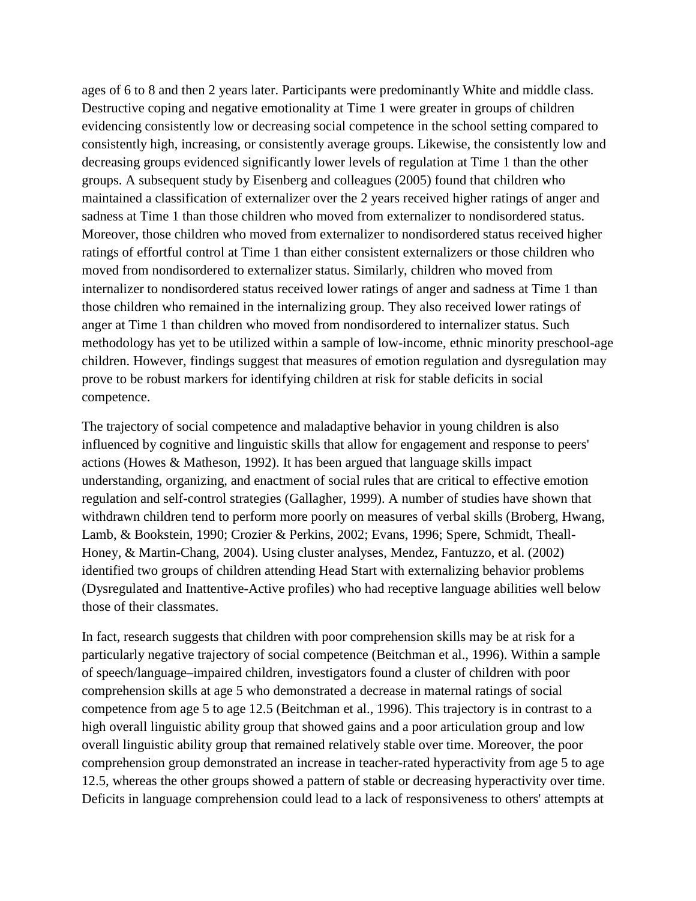ages of 6 to 8 and then 2 years later. Participants were predominantly White and middle class. Destructive coping and negative emotionality at Time 1 were greater in groups of children evidencing consistently low or decreasing social competence in the school setting compared to consistently high, increasing, or consistently average groups. Likewise, the consistently low and decreasing groups evidenced significantly lower levels of regulation at Time 1 than the other groups. A subsequent study by Eisenberg and colleagues (2005) found that children who maintained a classification of externalizer over the 2 years received higher ratings of anger and sadness at Time 1 than those children who moved from externalizer to nondisordered status. Moreover, those children who moved from externalizer to nondisordered status received higher ratings of effortful control at Time 1 than either consistent externalizers or those children who moved from nondisordered to externalizer status. Similarly, children who moved from internalizer to nondisordered status received lower ratings of anger and sadness at Time 1 than those children who remained in the internalizing group. They also received lower ratings of anger at Time 1 than children who moved from nondisordered to internalizer status. Such methodology has yet to be utilized within a sample of low-income, ethnic minority preschool-age children. However, findings suggest that measures of emotion regulation and dysregulation may prove to be robust markers for identifying children at risk for stable deficits in social competence.

The trajectory of social competence and maladaptive behavior in young children is also influenced by cognitive and linguistic skills that allow for engagement and response to peers' actions (Howes & Matheson, 1992). It has been argued that language skills impact understanding, organizing, and enactment of social rules that are critical to effective emotion regulation and self-control strategies (Gallagher, 1999). A number of studies have shown that withdrawn children tend to perform more poorly on measures of verbal skills (Broberg, Hwang, Lamb, & Bookstein, 1990; Crozier & Perkins, 2002; Evans, 1996; Spere, Schmidt, Theall-Honey, & Martin-Chang, 2004). Using cluster analyses, Mendez, Fantuzzo, et al. (2002) identified two groups of children attending Head Start with externalizing behavior problems (Dysregulated and Inattentive-Active profiles) who had receptive language abilities well below those of their classmates.

In fact, research suggests that children with poor comprehension skills may be at risk for a particularly negative trajectory of social competence (Beitchman et al., 1996). Within a sample of speech/language–impaired children, investigators found a cluster of children with poor comprehension skills at age 5 who demonstrated a decrease in maternal ratings of social competence from age 5 to age 12.5 (Beitchman et al., 1996). This trajectory is in contrast to a high overall linguistic ability group that showed gains and a poor articulation group and low overall linguistic ability group that remained relatively stable over time. Moreover, the poor comprehension group demonstrated an increase in teacher-rated hyperactivity from age 5 to age 12.5, whereas the other groups showed a pattern of stable or decreasing hyperactivity over time. Deficits in language comprehension could lead to a lack of responsiveness to others' attempts at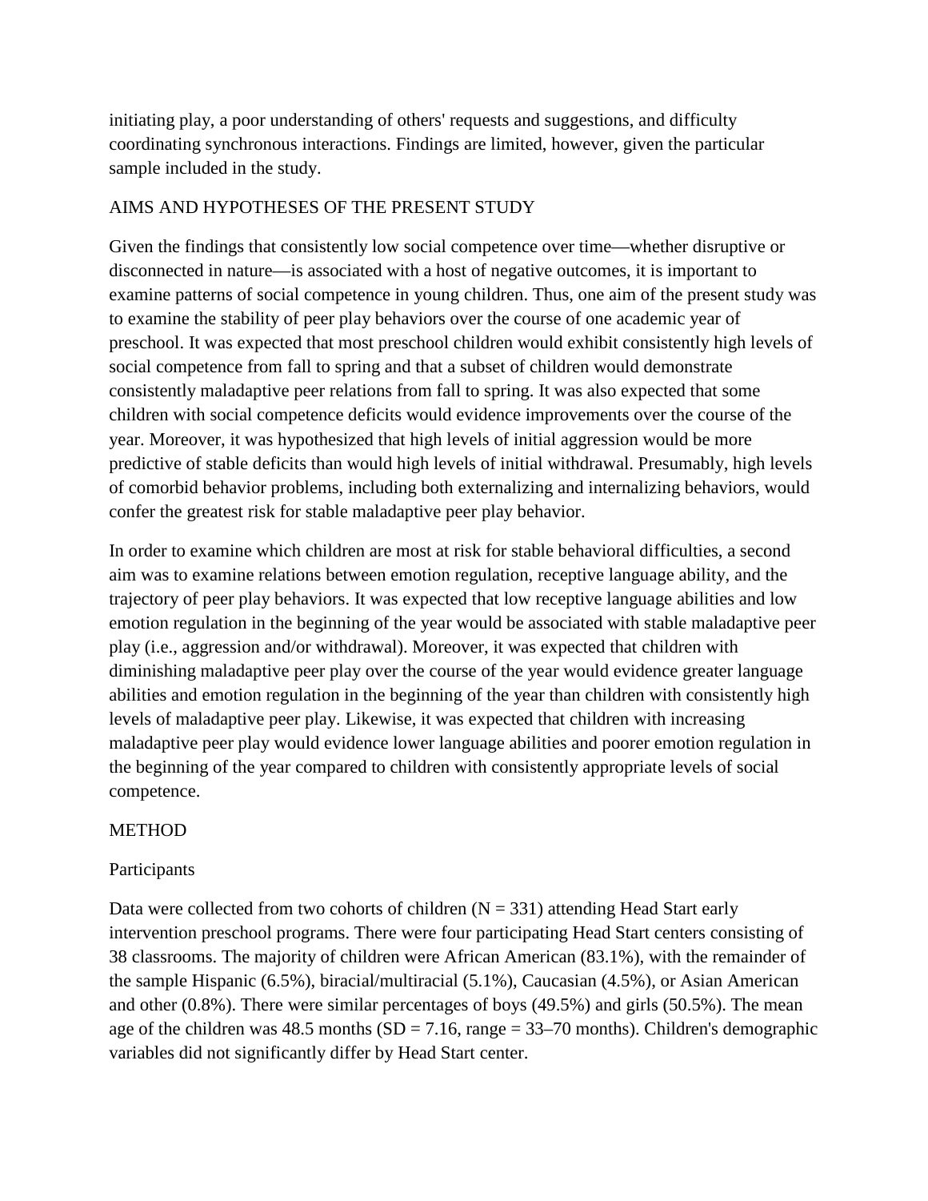initiating play, a poor understanding of others' requests and suggestions, and difficulty coordinating synchronous interactions. Findings are limited, however, given the particular sample included in the study.

## AIMS AND HYPOTHESES OF THE PRESENT STUDY

Given the findings that consistently low social competence over time—whether disruptive or disconnected in nature—is associated with a host of negative outcomes, it is important to examine patterns of social competence in young children. Thus, one aim of the present study was to examine the stability of peer play behaviors over the course of one academic year of preschool. It was expected that most preschool children would exhibit consistently high levels of social competence from fall to spring and that a subset of children would demonstrate consistently maladaptive peer relations from fall to spring. It was also expected that some children with social competence deficits would evidence improvements over the course of the year. Moreover, it was hypothesized that high levels of initial aggression would be more predictive of stable deficits than would high levels of initial withdrawal. Presumably, high levels of comorbid behavior problems, including both externalizing and internalizing behaviors, would confer the greatest risk for stable maladaptive peer play behavior.

In order to examine which children are most at risk for stable behavioral difficulties, a second aim was to examine relations between emotion regulation, receptive language ability, and the trajectory of peer play behaviors. It was expected that low receptive language abilities and low emotion regulation in the beginning of the year would be associated with stable maladaptive peer play (i.e., aggression and/or withdrawal). Moreover, it was expected that children with diminishing maladaptive peer play over the course of the year would evidence greater language abilities and emotion regulation in the beginning of the year than children with consistently high levels of maladaptive peer play. Likewise, it was expected that children with increasing maladaptive peer play would evidence lower language abilities and poorer emotion regulation in the beginning of the year compared to children with consistently appropriate levels of social competence.

## METHOD

### Participants

Data were collected from two cohorts of children ($N = 331$) attending Head Start early intervention preschool programs. There were four participating Head Start centers consisting of 38 classrooms. The majority of children were African American (83.1%), with the remainder of the sample Hispanic (6.5%), biracial/multiracial (5.1%), Caucasian (4.5%), or Asian American and other (0.8%). There were similar percentages of boys (49.5%) and girls (50.5%). The mean age of the children was 48.5 months ($SD = 7.16$, range = 33–70 months). Children's demographic variables did not significantly differ by Head Start center.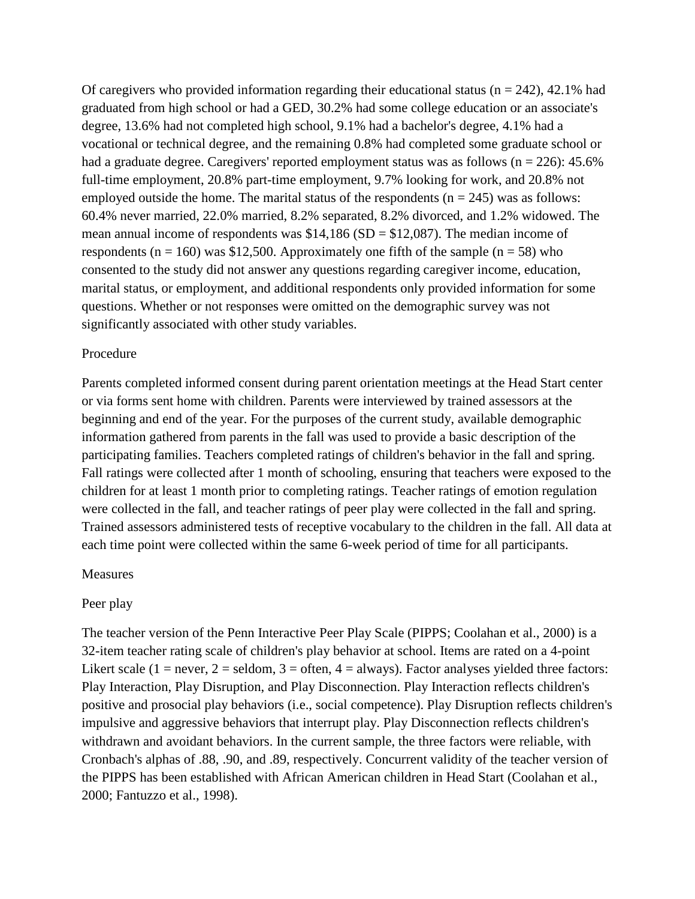Of caregivers who provided information regarding their educational status (n = 242), 42.1% had graduated from high school or had a GED, 30.2% had some college education or an associate's degree, 13.6% had not completed high school, 9.1% had a bachelor's degree, 4.1% had a vocational or technical degree, and the remaining 0.8% had completed some graduate school or had a graduate degree. Caregivers' reported employment status was as follows (n = 226): 45.6% full-time employment, 20.8% part-time employment, 9.7% looking for work, and 20.8% not employed outside the home. The marital status of the respondents (n = 245) was as follows: 60.4% never married, 22.0% married, 8.2% separated, 8.2% divorced, and 1.2% widowed. The mean annual income of respondents was $14,186 (SD = $12,087). The median income of respondents (n = 160) was $12,500. Approximately one fifth of the sample (n = 58) who consented to the study did not answer any questions regarding caregiver income, education, marital status, or employment, and additional respondents only provided information for some questions. Whether or not responses were omitted on the demographic survey was not significantly associated with other study variables.

## Procedure

Parents completed informed consent during parent orientation meetings at the Head Start center or via forms sent home with children. Parents were interviewed by trained assessors at the beginning and end of the year. For the purposes of the current study, available demographic information gathered from parents in the fall was used to provide a basic description of the participating families. Teachers completed ratings of children's behavior in the fall and spring. Fall ratings were collected after 1 month of schooling, ensuring that teachers were exposed to the children for at least 1 month prior to completing ratings. Teacher ratings of emotion regulation were collected in the fall, and teacher ratings of peer play were collected in the fall and spring. Trained assessors administered tests of receptive vocabulary to the children in the fall. All data at each time point were collected within the same 6-week period of time for all participants.

## Measures

### Peer play

The teacher version of the Penn Interactive Peer Play Scale (PIPPS; Coolahan et al., 2000) is a 32-item teacher rating scale of children's play behavior at school. Items are rated on a 4-point Likert scale (1 = never, 2 = seldom, 3 = often, 4 = always). Factor analyses yielded three factors: Play Interaction, Play Disruption, and Play Disconnection. Play Interaction reflects children's positive and prosocial play behaviors (i.e., social competence). Play Disruption reflects children's impulsive and aggressive behaviors that interrupt play. Play Disconnection reflects children's withdrawn and avoidant behaviors. In the current sample, the three factors were reliable, with Cronbach's alphas of .88, .90, and .89, respectively. Concurrent validity of the teacher version of the PIPPS has been established with African American children in Head Start (Coolahan et al., 2000; Fantuzzo et al., 1998).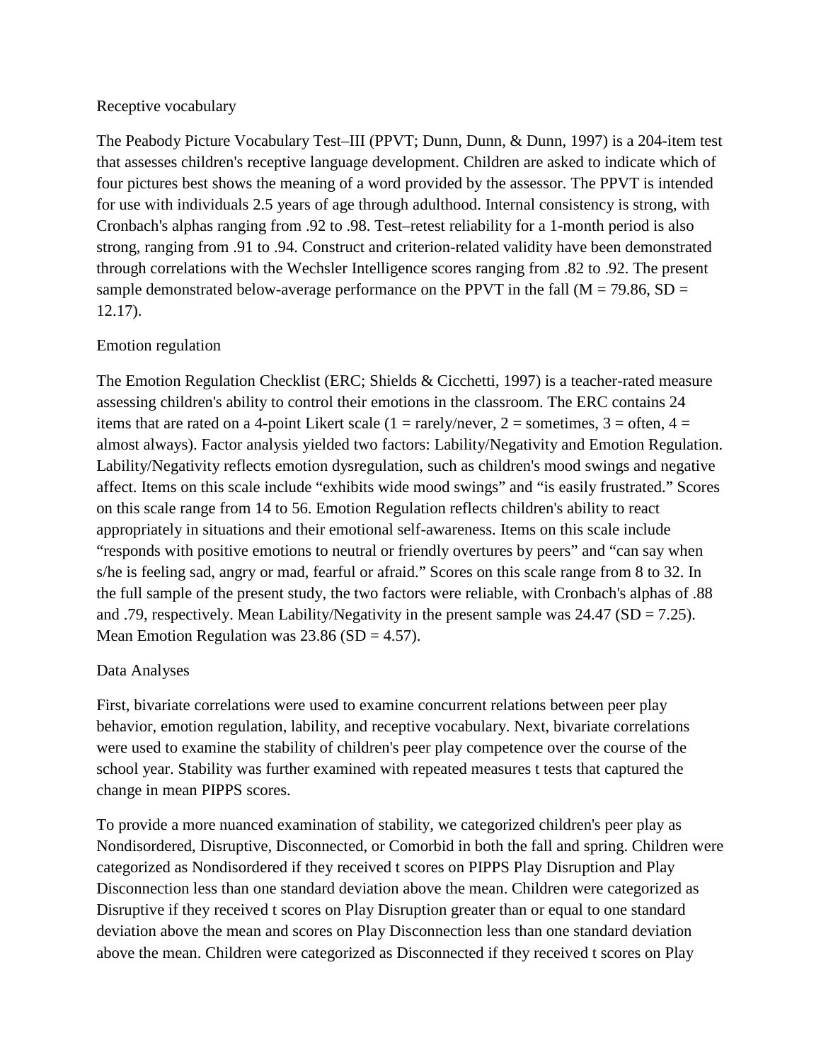### Receptive vocabulary

The Peabody Picture Vocabulary Test–III (PPVT; Dunn, Dunn, & Dunn, 1997) is a 204-item test that assesses children's receptive language development. Children are asked to indicate which of four pictures best shows the meaning of a word provided by the assessor. The PPVT is intended for use with individuals 2.5 years of age through adulthood. Internal consistency is strong, with Cronbach's alphas ranging from .92 to .98. Test–retest reliability for a 1-month period is also strong, ranging from .91 to .94. Construct and criterion-related validity have been demonstrated through correlations with the Wechsler Intelligence scores ranging from .82 to .92. The present sample demonstrated below-average performance on the PPVT in the fall ($M = 79.86$, $SD = 12.17$).

### Emotion regulation

The Emotion Regulation Checklist (ERC; Shields & Cicchetti, 1997) is a teacher-rated measure assessing children's ability to control their emotions in the classroom. The ERC contains 24 items that are rated on a 4-point Likert scale (1 = rarely/never, 2 = sometimes, 3 = often, 4 = almost always). Factor analysis yielded two factors: Lability/Negativity and Emotion Regulation. Lability/Negativity reflects emotion dysregulation, such as children's mood swings and negative affect. Items on this scale include "exhibits wide mood swings" and "is easily frustrated." Scores on this scale range from 14 to 56. Emotion Regulation reflects children's ability to react appropriately in situations and their emotional self-awareness. Items on this scale include "responds with positive emotions to neutral or friendly overtures by peers" and "can say when s/he is feeling sad, angry or mad, fearful or afraid." Scores on this scale range from 8 to 32. In the full sample of the present study, the two factors were reliable, with Cronbach's alphas of .88 and .79, respectively. Mean Lability/Negativity in the present sample was 24.47 ($SD = 7.25$). Mean Emotion Regulation was 23.86 ($SD = 4.57$).

## Data Analyses

First, bivariate correlations were used to examine concurrent relations between peer play behavior, emotion regulation, lability, and receptive vocabulary. Next, bivariate correlations were used to examine the stability of children's peer play competence over the course of the school year. Stability was further examined with repeated measures t tests that captured the change in mean PIPPS scores.

To provide a more nuanced examination of stability, we categorized children's peer play as Nondisordered, Disruptive, Disconnected, or Comorbid in both the fall and spring. Children were categorized as Nondisordered if they received t scores on PIPPS Play Disruption and Play Disconnection less than one standard deviation above the mean. Children were categorized as Disruptive if they received t scores on Play Disruption greater than or equal to one standard deviation above the mean and scores on Play Disconnection less than one standard deviation above the mean. Children were categorized as Disconnected if they received t scores on Play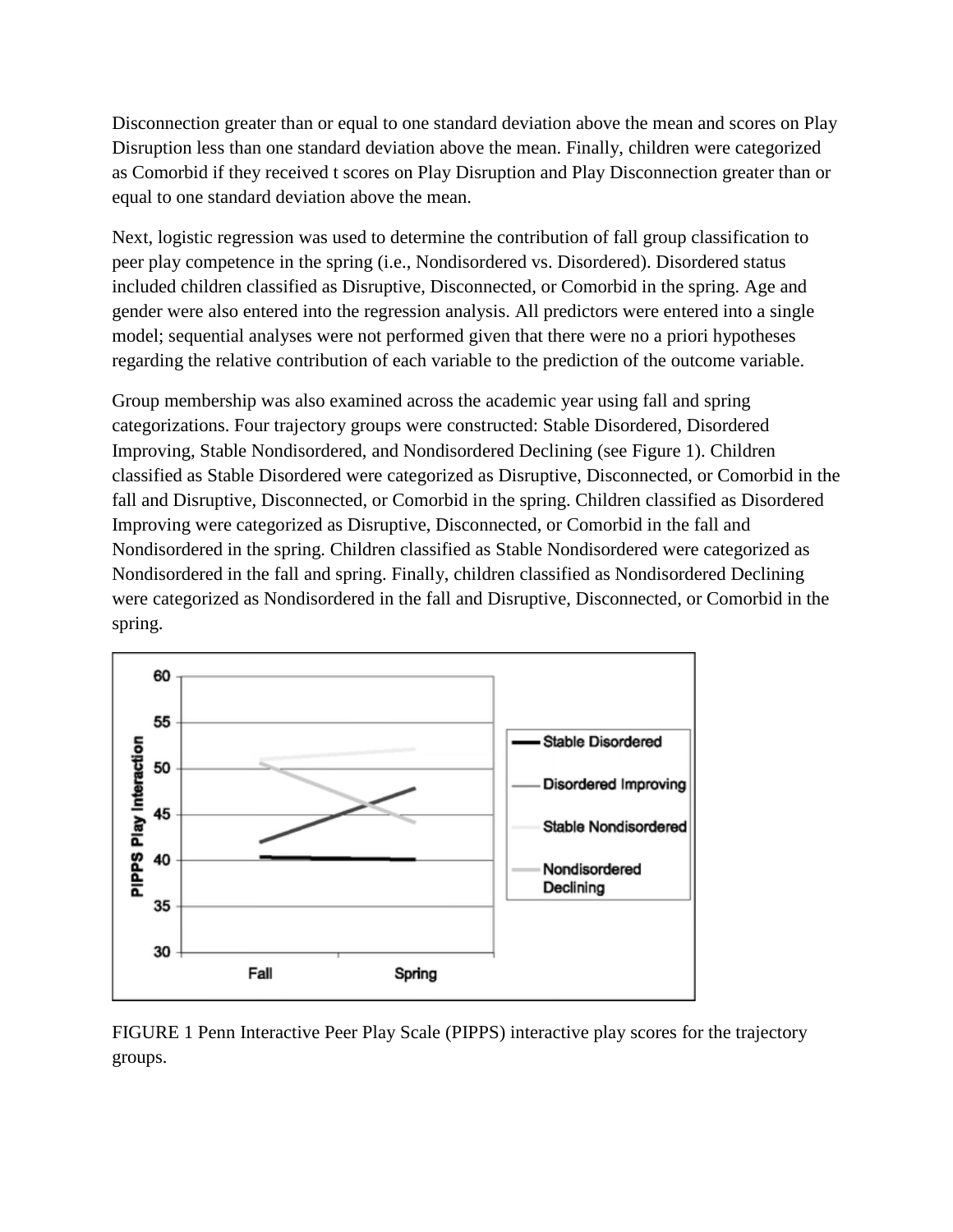Disconnection greater than or equal to one standard deviation above the mean and scores on Play Disruption less than one standard deviation above the mean. Finally, children were categorized as Comorbid if they received t scores on Play Disruption and Play Disconnection greater than or equal to one standard deviation above the mean.

Next, logistic regression was used to determine the contribution of fall group classification to peer play competence in the spring (i.e., Nondisordered vs. Disordered). Disordered status included children classified as Disruptive, Disconnected, or Comorbid in the spring. Age and gender were also entered into the regression analysis. All predictors were entered into a single model; sequential analyses were not performed given that there were no a priori hypotheses regarding the relative contribution of each variable to the prediction of the outcome variable.

Group membership was also examined across the academic year using fall and spring categorizations. Four trajectory groups were constructed: Stable Disordered, Disordered Improving, Stable Nondisordered, and Nondisordered Declining (see Figure 1). Children classified as Stable Disordered were categorized as Disruptive, Disconnected, or Comorbid in the fall and Disruptive, Disconnected, or Comorbid in the spring. Children classified as Disordered Improving were categorized as Disruptive, Disconnected, or Comorbid in the fall and Nondisordered in the spring. Children classified as Stable Nondisordered were categorized as Nondisordered in the fall and spring. Finally, children classified as Nondisordered Declining were categorized as Nondisordered in the fall and Disruptive, Disconnected, or Comorbid in the spring.

FIGURE 1 Penn Interactive Peer Play Scale (PIPPS) interactive play scores for the trajectory groups.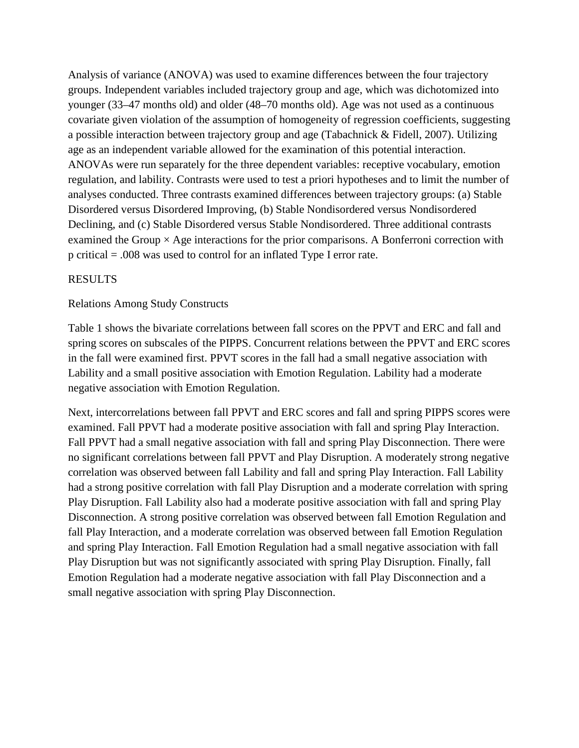Analysis of variance (ANOVA) was used to examine differences between the four trajectory groups. Independent variables included trajectory group and age, which was dichotomized into younger (33–47 months old) and older (48–70 months old). Age was not used as a continuous covariate given violation of the assumption of homogeneity of regression coefficients, suggesting a possible interaction between trajectory group and age (Tabachnick & Fidell, 2007). Utilizing age as an independent variable allowed for the examination of this potential interaction. ANOVAs were run separately for the three dependent variables: receptive vocabulary, emotion regulation, and lability. Contrasts were used to test a priori hypotheses and to limit the number of analyses conducted. Three contrasts examined differences between trajectory groups: (a) Stable Disordered versus Disordered Improving, (b) Stable Nondisordered versus Nondisordered Declining, and (c) Stable Disordered versus Stable Nondisordered. Three additional contrasts examined the Group × Age interactions for the prior comparisons. A Bonferroni correction with p critical = .008 was used to control for an inflated Type I error rate.

## RESULTS

### Relations Among Study Constructs

Table 1 shows the bivariate correlations between fall scores on the PPVT and ERC and fall and spring scores on subscales of the PIPPS. Concurrent relations between the PPVT and ERC scores in the fall were examined first. PPVT scores in the fall had a small negative association with Lability and a small positive association with Emotion Regulation. Lability had a moderate negative association with Emotion Regulation.

Next, intercorrelations between fall PPVT and ERC scores and fall and spring PIPPS scores were examined. Fall PPVT had a moderate positive association with fall and spring Play Interaction. Fall PPVT had a small negative association with fall and spring Play Disconnection. There were no significant correlations between fall PPVT and Play Disruption. A moderately strong negative correlation was observed between fall Lability and fall and spring Play Interaction. Fall Lability had a strong positive correlation with fall Play Disruption and a moderate correlation with spring Play Disruption. Fall Lability also had a moderate positive association with fall and spring Play Disconnection. A strong positive correlation was observed between fall Emotion Regulation and fall Play Interaction, and a moderate correlation was observed between fall Emotion Regulation and spring Play Interaction. Fall Emotion Regulation had a small negative association with fall Play Disruption but was not significantly associated with spring Play Disruption. Finally, fall Emotion Regulation had a moderate negative association with fall Play Disconnection and a small negative association with spring Play Disconnection.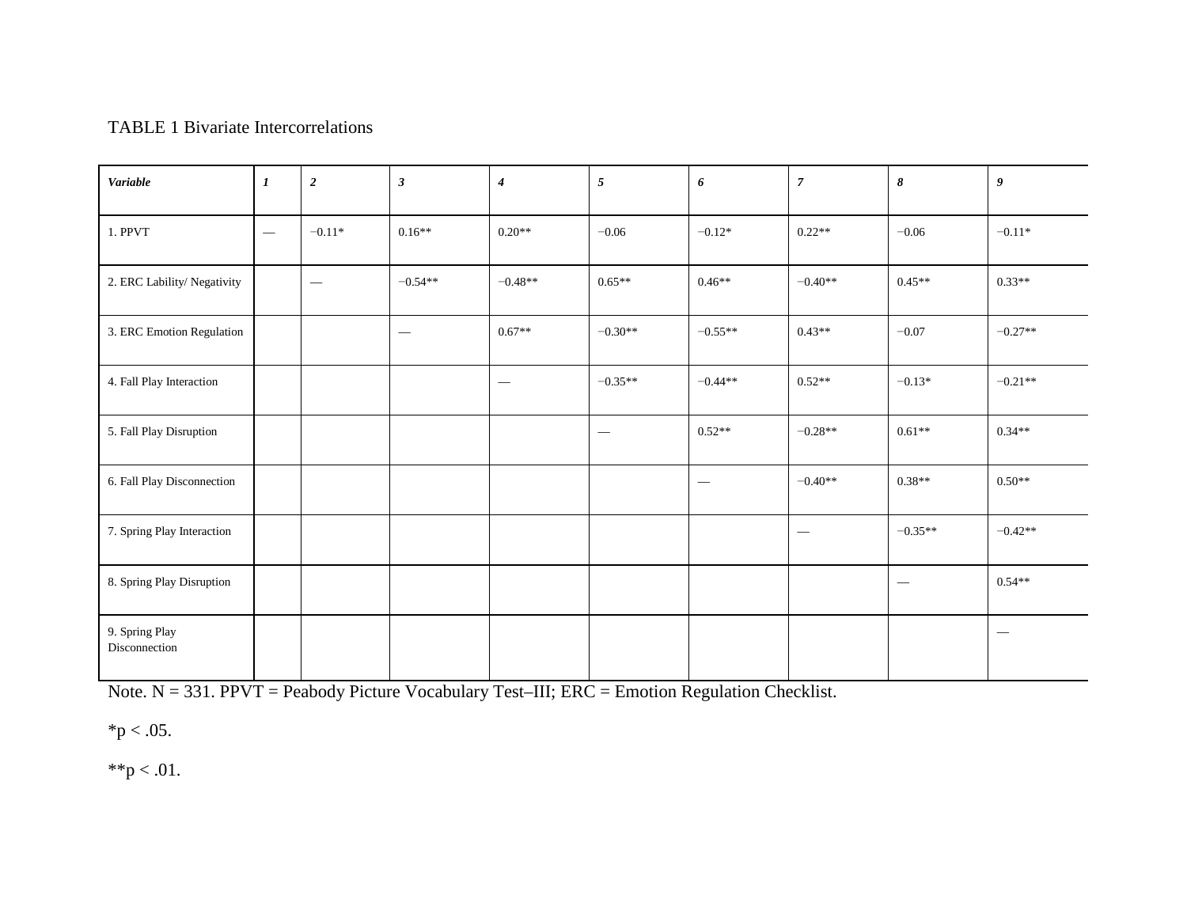TABLE 1 Bivariate Intercorrelations

| *Variable* | *1* | *2* | *3* | *4* | *5* | *6* | *7* | *8* | *9* |
|---|---|---|---|---|---|---|---|---|---|
| 1. PPVT | — | −0.11* | 0.16** | 0.20** | −0.06 | −0.12* | 0.22** | −0.06 | −0.11* |
| 2. ERC Lability/ Negativity | | — | −0.54** | −0.48** | 0.65** | 0.46** | −0.40** | 0.45** | 0.33** |
| 3. ERC Emotion Regulation | | | — | 0.67** | −0.30** | −0.55** | 0.43** | −0.07 | −0.27** |
| 4. Fall Play Interaction | | | | — | −0.35** | −0.44** | 0.52** | −0.13* | −0.21** |
| 5. Fall Play Disruption | | | | | — | 0.52** | −0.28** | 0.61** | 0.34** |
| 6. Fall Play Disconnection | | | | | | — | −0.40** | 0.38** | 0.50** |
| 7. Spring Play Interaction | | | | | | | — | −0.35** | −0.42** |
| 8. Spring Play Disruption | | | | | | | | — | 0.54** |
| 9. Spring Play Disconnection | | | | | | | | | — |

Note. N = 331. PPVT = Peabody Picture Vocabulary Test–III; ERC = Emotion Regulation Checklist.

*$p < .05$.

**$p < .01$.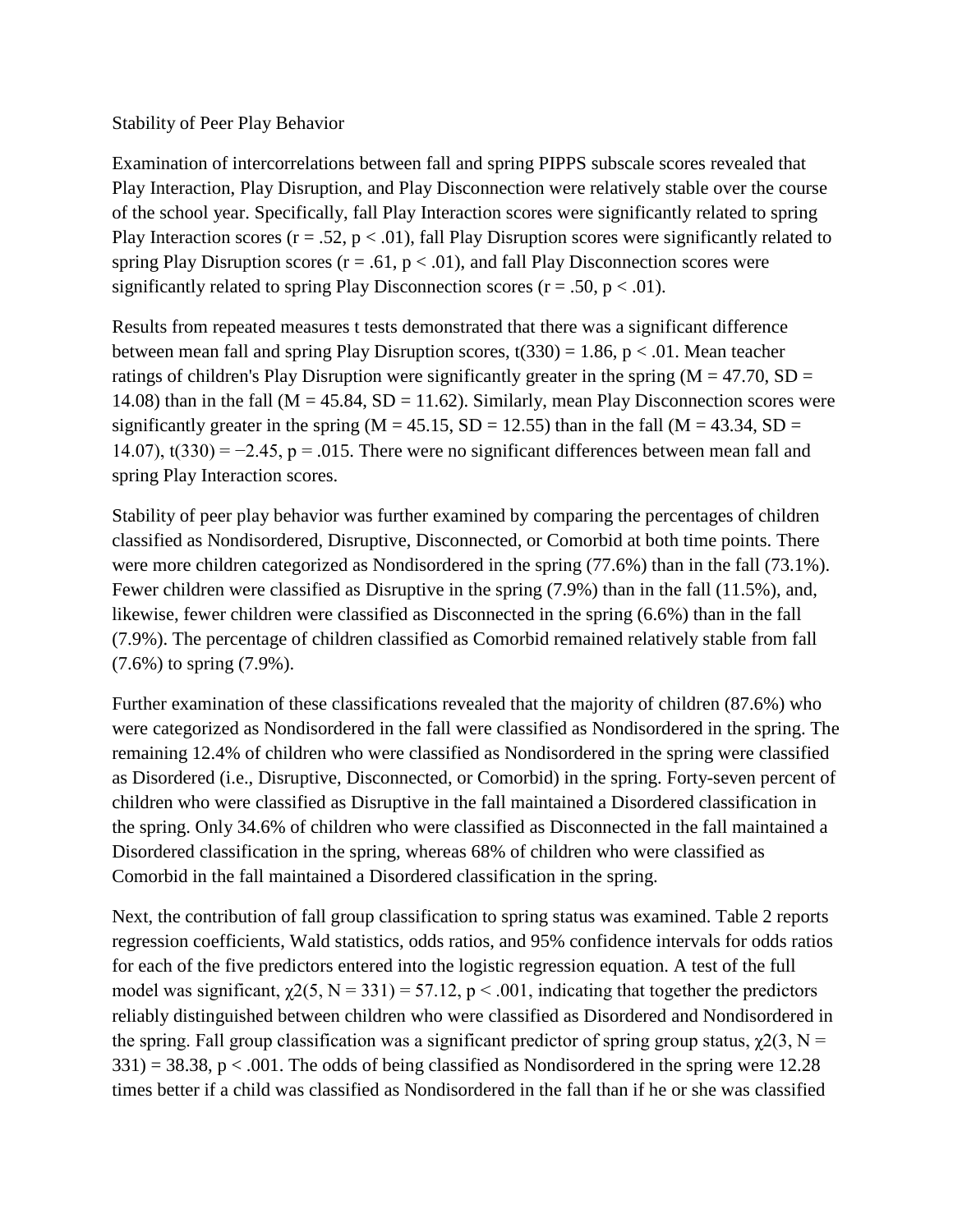## Stability of Peer Play Behavior

Examination of intercorrelations between fall and spring PIPPS subscale scores revealed that Play Interaction, Play Disruption, and Play Disconnection were relatively stable over the course of the school year. Specifically, fall Play Interaction scores were significantly related to spring Play Interaction scores ($r = .52$, $p < .01$), fall Play Disruption scores were significantly related to spring Play Disruption scores ($r = .61$, $p < .01$), and fall Play Disconnection scores were significantly related to spring Play Disconnection scores ($r = .50$, $p < .01$).

Results from repeated measures t tests demonstrated that there was a significant difference between mean fall and spring Play Disruption scores, $t(330) = 1.86$, $p < .01$. Mean teacher ratings of children's Play Disruption were significantly greater in the spring ($M = 47.70$, $SD = 14.08$) than in the fall ($M = 45.84$, $SD = 11.62$). Similarly, mean Play Disconnection scores were significantly greater in the spring ($M = 45.15$, $SD = 12.55$) than in the fall ($M = 43.34$, $SD = 14.07$), $t(330) = -2.45$, $p = .015$. There were no significant differences between mean fall and spring Play Interaction scores.

Stability of peer play behavior was further examined by comparing the percentages of children classified as Nondisordered, Disruptive, Disconnected, or Comorbid at both time points. There were more children categorized as Nondisordered in the spring (77.6%) than in the fall (73.1%). Fewer children were classified as Disruptive in the spring (7.9%) than in the fall (11.5%), and, likewise, fewer children were classified as Disconnected in the spring (6.6%) than in the fall (7.9%). The percentage of children classified as Comorbid remained relatively stable from fall (7.6%) to spring (7.9%).

Further examination of these classifications revealed that the majority of children (87.6%) who were categorized as Nondisordered in the fall were classified as Nondisordered in the spring. The remaining 12.4% of children who were classified as Nondisordered in the spring were classified as Disordered (i.e., Disruptive, Disconnected, or Comorbid) in the spring. Forty-seven percent of children who were classified as Disruptive in the fall maintained a Disordered classification in the spring. Only 34.6% of children who were classified as Disconnected in the fall maintained a Disordered classification in the spring, whereas 68% of children who were classified as Comorbid in the fall maintained a Disordered classification in the spring.

Next, the contribution of fall group classification to spring status was examined. Table 2 reports regression coefficients, Wald statistics, odds ratios, and 95% confidence intervals for odds ratios for each of the five predictors entered into the logistic regression equation. A test of the full model was significant, $\chi2(5, N = 331) = 57.12$, $p < .001$, indicating that together the predictors reliably distinguished between children who were classified as Disordered and Nondisordered in the spring. Fall group classification was a significant predictor of spring group status, $\chi2(3, N = 331) = 38.38$, $p < .001$. The odds of being classified as Nondisordered in the spring were 12.28 times better if a child was classified as Nondisordered in the fall than if he or she was classified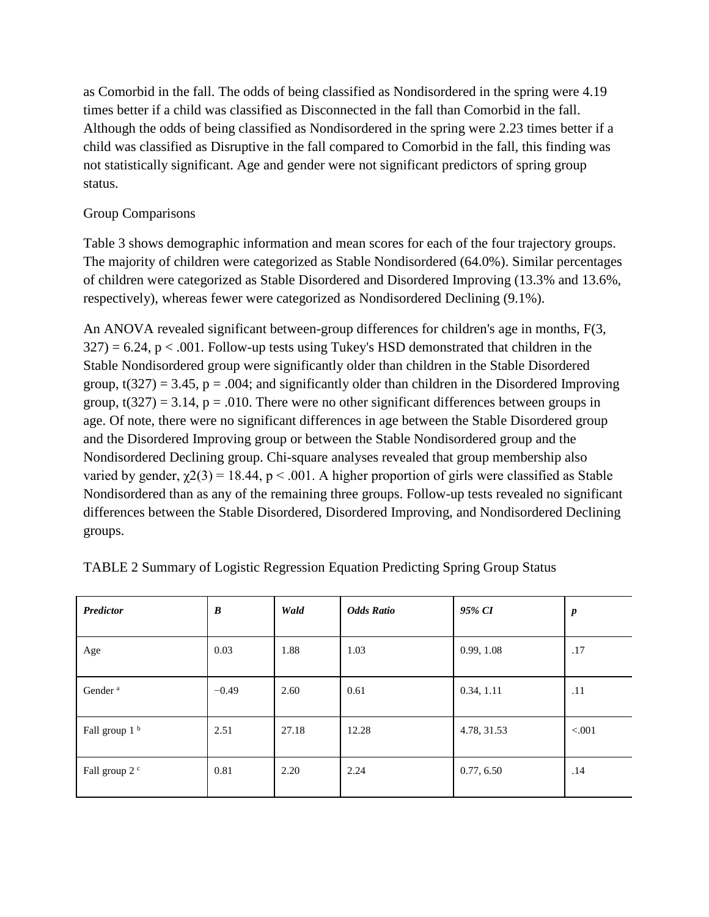as Comorbid in the fall. The odds of being classified as Nondisordered in the spring were 4.19 times better if a child was classified as Disconnected in the fall than Comorbid in the fall. Although the odds of being classified as Nondisordered in the spring were 2.23 times better if a child was classified as Disruptive in the fall compared to Comorbid in the fall, this finding was not statistically significant. Age and gender were not significant predictors of spring group status.

## Group Comparisons

Table 3 shows demographic information and mean scores for each of the four trajectory groups. The majority of children were categorized as Stable Nondisordered (64.0%). Similar percentages of children were categorized as Stable Disordered and Disordered Improving (13.3% and 13.6%, respectively), whereas fewer were categorized as Nondisordered Declining (9.1%).

An ANOVA revealed significant between-group differences for children's age in months, $F(3, 327) = 6.24$, $p < .001$. Follow-up tests using Tukey's HSD demonstrated that children in the Stable Nondisordered group were significantly older than children in the Stable Disordered group, $t(327) = 3.45$, $p = .004$; and significantly older than children in the Disordered Improving group, $t(327) = 3.14$, $p = .010$. There were no other significant differences between groups in age. Of note, there were no significant differences in age between the Stable Disordered group and the Disordered Improving group or between the Stable Nondisordered group and the Nondisordered Declining group. Chi-square analyses revealed that group membership also varied by gender, $\chi^2(3) = 18.44$, $p < .001$. A higher proportion of girls were classified as Stable Nondisordered than as any of the remaining three groups. Follow-up tests revealed no significant differences between the Stable Disordered, Disordered Improving, and Nondisordered Declining groups.

TABLE 2 Summary of Logistic Regression Equation Predicting Spring Group Status

| ***Predictor*** | ***B*** | ***Wald*** | ***Odds Ratio*** | ***95% CI*** | ***p*** |
|---|---|---|---|---|---|
| Age | 0.03 | 1.88 | 1.03 | 0.99, 1.08 | .17 |
| Gender [a] | −0.49 | 2.60 | 0.61 | 0.34, 1.11 | .11 |
| Fall group 1 [b] | 2.51 | 27.18 | 12.28 | 4.78, 31.53 | <.001 |
| Fall group 2 [c] | 0.81 | 2.20 | 2.24 | 0.77, 6.50 | .14 |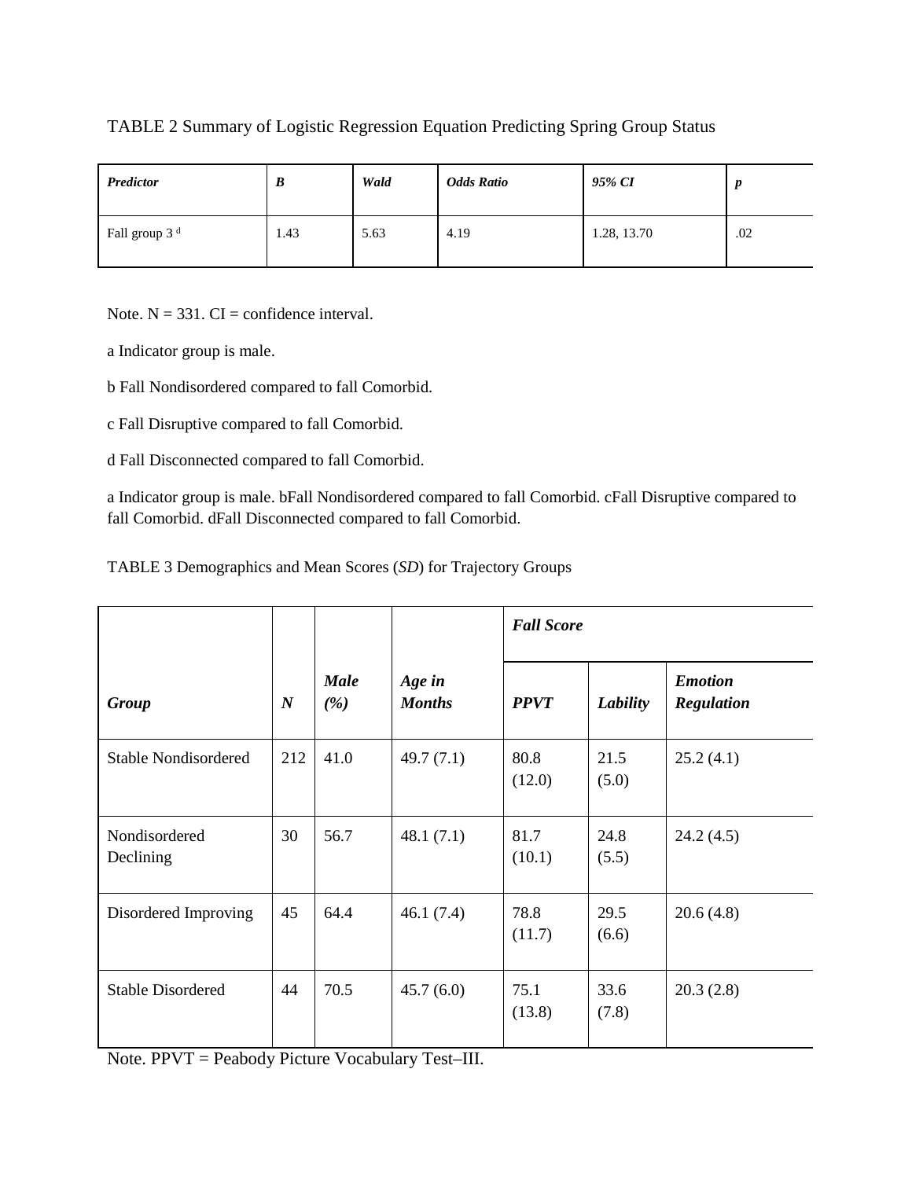TABLE 2 Summary of Logistic Regression Equation Predicting Spring Group Status

| *Predictor* | *B* | *Wald* | *Odds Ratio* | *95% CI* | *p* |
|---|---|---|---|---|---|
| Fall group 3 [d] | 1.43 | 5.63 | 4.19 | 1.28, 13.70 | .02 |

Note. N = 331. CI = confidence interval.

a Indicator group is male.

b Fall Nondisordered compared to fall Comorbid.

c Fall Disruptive compared to fall Comorbid.

d Fall Disconnected compared to fall Comorbid.

a Indicator group is male. bFall Nondisordered compared to fall Comorbid. cFall Disruptive compared to fall Comorbid. dFall Disconnected compared to fall Comorbid.

TABLE 3 Demographics and Mean Scores (*SD*) for Trajectory Groups

| | | | | ***Fall Score*** | | |
|---|---|---|---|---|---|---|
| ***Group*** | ***N*** | ***Male (%)*** | ***Age in Months*** | ***PPVT*** | ***Lability*** | ***Emotion Regulation*** |
| Stable Nondisordered | 212 | 41.0 | 49.7 (7.1) | 80.8 (12.0) | 21.5 (5.0) | 25.2 (4.1) |
| Nondisordered Declining | 30 | 56.7 | 48.1 (7.1) | 81.7 (10.1) | 24.8 (5.5) | 24.2 (4.5) |
| Disordered Improving | 45 | 64.4 | 46.1 (7.4) | 78.8 (11.7) | 29.5 (6.6) | 20.6 (4.8) |
| Stable Disordered | 44 | 70.5 | 45.7 (6.0) | 75.1 (13.8) | 33.6 (7.8) | 20.3 (2.8) |

Note. PPVT = Peabody Picture Vocabulary Test–III.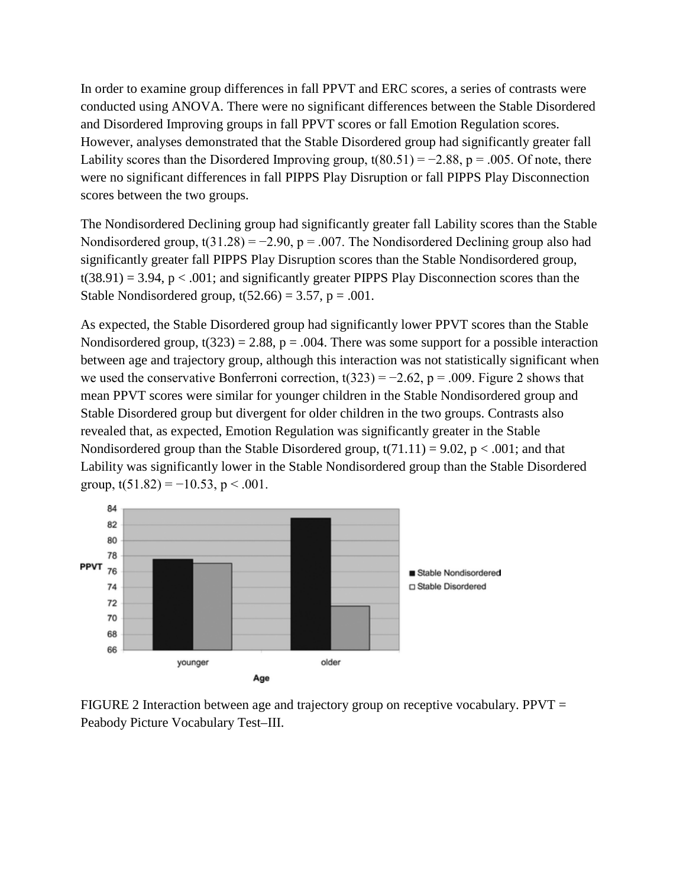In order to examine group differences in fall PPVT and ERC scores, a series of contrasts were conducted using ANOVA. There were no significant differences between the Stable Disordered and Disordered Improving groups in fall PPVT scores or fall Emotion Regulation scores. However, analyses demonstrated that the Stable Disordered group had significantly greater fall Lability scores than the Disordered Improving group, $t(80.51) = -2.88$, $p = .005$. Of note, there were no significant differences in fall PIPPS Play Disruption or fall PIPPS Play Disconnection scores between the two groups.

The Nondisordered Declining group had significantly greater fall Lability scores than the Stable Nondisordered group, $t(31.28) = -2.90$, $p = .007$. The Nondisordered Declining group also had significantly greater fall PIPPS Play Disruption scores than the Stable Nondisordered group, $t(38.91) = 3.94$, $p < .001$; and significantly greater PIPPS Play Disconnection scores than the Stable Nondisordered group, $t(52.66) = 3.57$, $p = .001$.

As expected, the Stable Disordered group had significantly lower PPVT scores than the Stable Nondisordered group, $t(323) = 2.88$, $p = .004$. There was some support for a possible interaction between age and trajectory group, although this interaction was not statistically significant when we used the conservative Bonferroni correction, $t(323) = -2.62$, $p = .009$. Figure 2 shows that mean PPVT scores were similar for younger children in the Stable Nondisordered group and Stable Disordered group but divergent for older children in the two groups. Contrasts also revealed that, as expected, Emotion Regulation was significantly greater in the Stable Nondisordered group than the Stable Disordered group, $t(71.11) = 9.02$, $p < .001$; and that Lability was significantly lower in the Stable Nondisordered group than the Stable Disordered group, $t(51.82) = -10.53$, $p < .001$.

FIGURE 2 Interaction between age and trajectory group on receptive vocabulary. PPVT = Peabody Picture Vocabulary Test–III.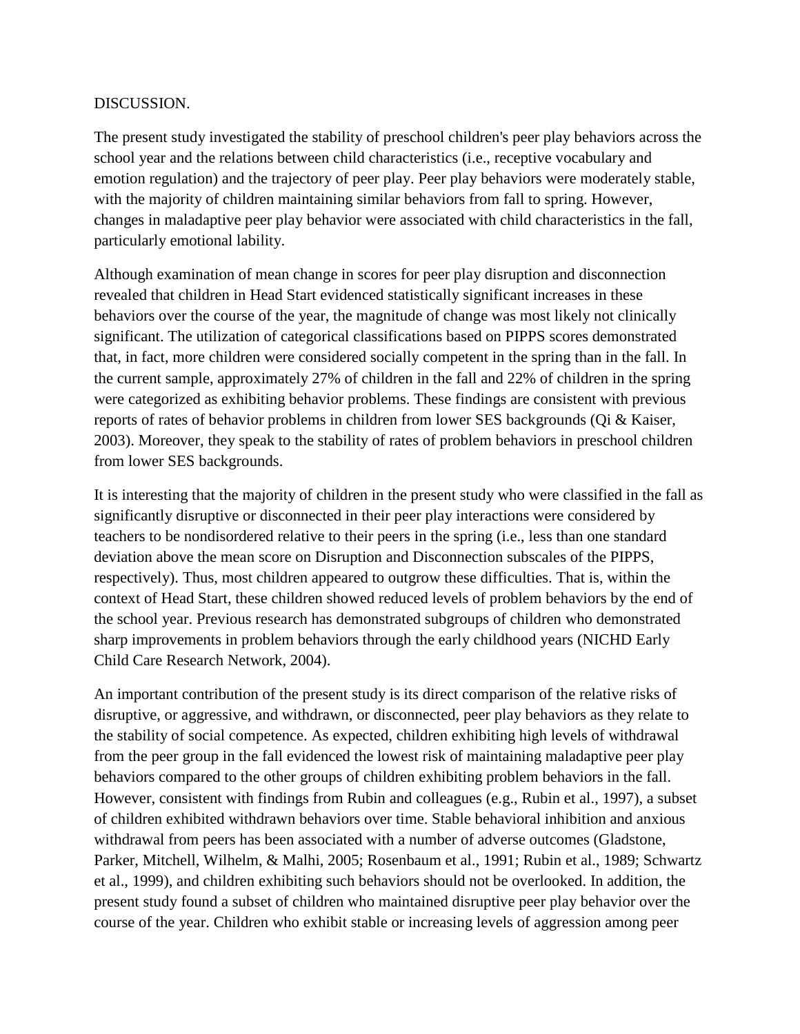## DISCUSSION.

The present study investigated the stability of preschool children's peer play behaviors across the school year and the relations between child characteristics (i.e., receptive vocabulary and emotion regulation) and the trajectory of peer play. Peer play behaviors were moderately stable, with the majority of children maintaining similar behaviors from fall to spring. However, changes in maladaptive peer play behavior were associated with child characteristics in the fall, particularly emotional lability.

Although examination of mean change in scores for peer play disruption and disconnection revealed that children in Head Start evidenced statistically significant increases in these behaviors over the course of the year, the magnitude of change was most likely not clinically significant. The utilization of categorical classifications based on PIPPS scores demonstrated that, in fact, more children were considered socially competent in the spring than in the fall. In the current sample, approximately 27% of children in the fall and 22% of children in the spring were categorized as exhibiting behavior problems. These findings are consistent with previous reports of rates of behavior problems in children from lower SES backgrounds (Qi & Kaiser, 2003). Moreover, they speak to the stability of rates of problem behaviors in preschool children from lower SES backgrounds.

It is interesting that the majority of children in the present study who were classified in the fall as significantly disruptive or disconnected in their peer play interactions were considered by teachers to be nondisordered relative to their peers in the spring (i.e., less than one standard deviation above the mean score on Disruption and Disconnection subscales of the PIPPS, respectively). Thus, most children appeared to outgrow these difficulties. That is, within the context of Head Start, these children showed reduced levels of problem behaviors by the end of the school year. Previous research has demonstrated subgroups of children who demonstrated sharp improvements in problem behaviors through the early childhood years (NICHD Early Child Care Research Network, 2004).

An important contribution of the present study is its direct comparison of the relative risks of disruptive, or aggressive, and withdrawn, or disconnected, peer play behaviors as they relate to the stability of social competence. As expected, children exhibiting high levels of withdrawal from the peer group in the fall evidenced the lowest risk of maintaining maladaptive peer play behaviors compared to the other groups of children exhibiting problem behaviors in the fall. However, consistent with findings from Rubin and colleagues (e.g., Rubin et al., 1997), a subset of children exhibited withdrawn behaviors over time. Stable behavioral inhibition and anxious withdrawal from peers has been associated with a number of adverse outcomes (Gladstone, Parker, Mitchell, Wilhelm, & Malhi, 2005; Rosenbaum et al., 1991; Rubin et al., 1989; Schwartz et al., 1999), and children exhibiting such behaviors should not be overlooked. In addition, the present study found a subset of children who maintained disruptive peer play behavior over the course of the year. Children who exhibit stable or increasing levels of aggression among peer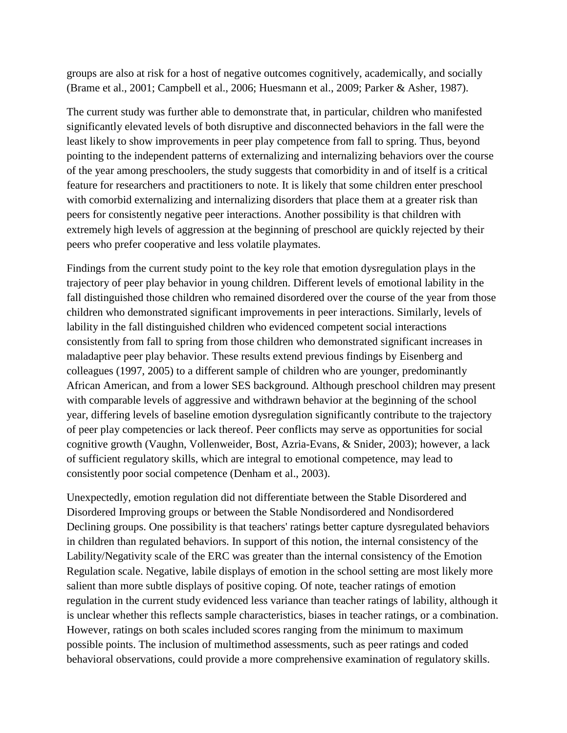groups are also at risk for a host of negative outcomes cognitively, academically, and socially (Brame et al., 2001; Campbell et al., 2006; Huesmann et al., 2009; Parker & Asher, 1987).

The current study was further able to demonstrate that, in particular, children who manifested significantly elevated levels of both disruptive and disconnected behaviors in the fall were the least likely to show improvements in peer play competence from fall to spring. Thus, beyond pointing to the independent patterns of externalizing and internalizing behaviors over the course of the year among preschoolers, the study suggests that comorbidity in and of itself is a critical feature for researchers and practitioners to note. It is likely that some children enter preschool with comorbid externalizing and internalizing disorders that place them at a greater risk than peers for consistently negative peer interactions. Another possibility is that children with extremely high levels of aggression at the beginning of preschool are quickly rejected by their peers who prefer cooperative and less volatile playmates.

Findings from the current study point to the key role that emotion dysregulation plays in the trajectory of peer play behavior in young children. Different levels of emotional lability in the fall distinguished those children who remained disordered over the course of the year from those children who demonstrated significant improvements in peer interactions. Similarly, levels of lability in the fall distinguished children who evidenced competent social interactions consistently from fall to spring from those children who demonstrated significant increases in maladaptive peer play behavior. These results extend previous findings by Eisenberg and colleagues (1997, 2005) to a different sample of children who are younger, predominantly African American, and from a lower SES background. Although preschool children may present with comparable levels of aggressive and withdrawn behavior at the beginning of the school year, differing levels of baseline emotion dysregulation significantly contribute to the trajectory of peer play competencies or lack thereof. Peer conflicts may serve as opportunities for social cognitive growth (Vaughn, Vollenweider, Bost, Azria-Evans, & Snider, 2003); however, a lack of sufficient regulatory skills, which are integral to emotional competence, may lead to consistently poor social competence (Denham et al., 2003).

Unexpectedly, emotion regulation did not differentiate between the Stable Disordered and Disordered Improving groups or between the Stable Nondisordered and Nondisordered Declining groups. One possibility is that teachers' ratings better capture dysregulated behaviors in children than regulated behaviors. In support of this notion, the internal consistency of the Lability/Negativity scale of the ERC was greater than the internal consistency of the Emotion Regulation scale. Negative, labile displays of emotion in the school setting are most likely more salient than more subtle displays of positive coping. Of note, teacher ratings of emotion regulation in the current study evidenced less variance than teacher ratings of lability, although it is unclear whether this reflects sample characteristics, biases in teacher ratings, or a combination. However, ratings on both scales included scores ranging from the minimum to maximum possible points. The inclusion of multimethod assessments, such as peer ratings and coded behavioral observations, could provide a more comprehensive examination of regulatory skills.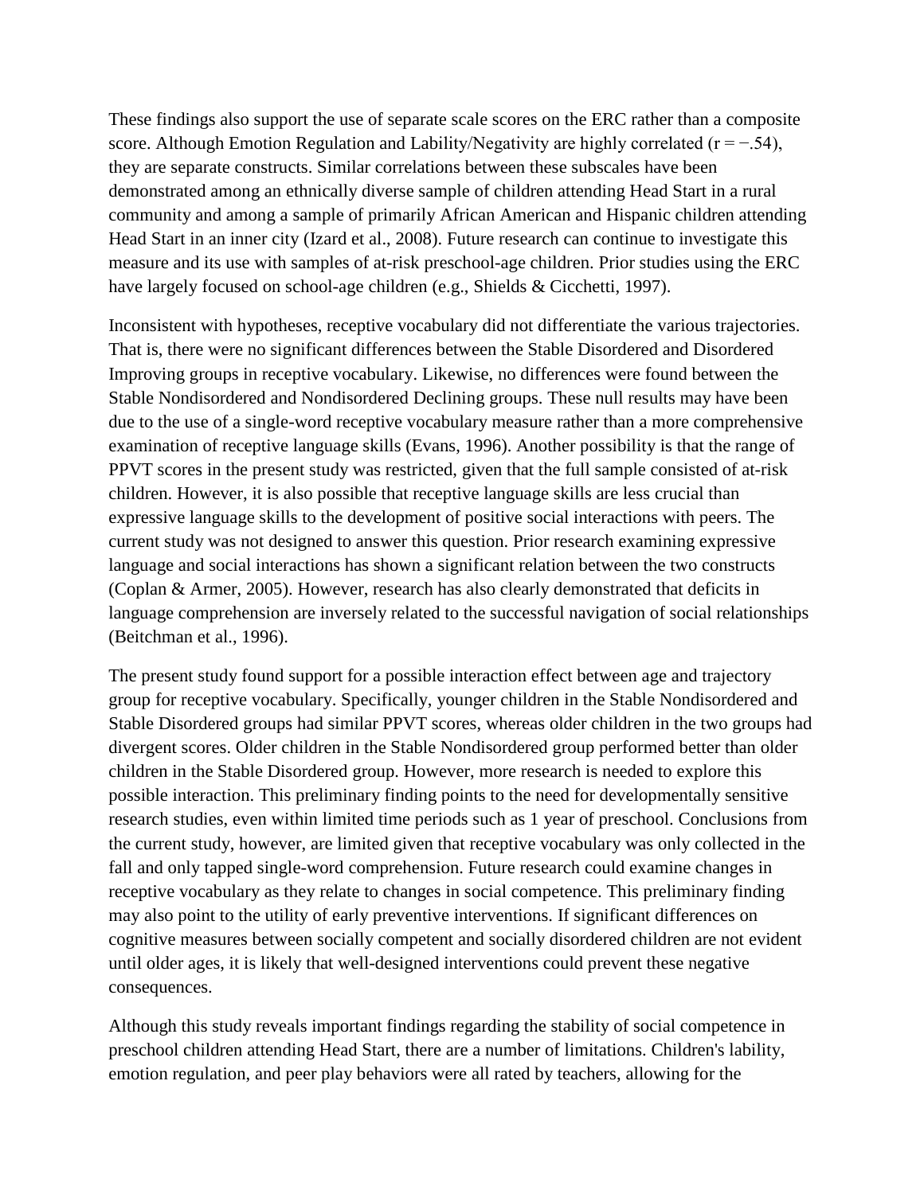These findings also support the use of separate scale scores on the ERC rather than a composite score. Although Emotion Regulation and Lability/Negativity are highly correlated ($r = -.54$), they are separate constructs. Similar correlations between these subscales have been demonstrated among an ethnically diverse sample of children attending Head Start in a rural community and among a sample of primarily African American and Hispanic children attending Head Start in an inner city (Izard et al., 2008). Future research can continue to investigate this measure and its use with samples of at-risk preschool-age children. Prior studies using the ERC have largely focused on school-age children (e.g., Shields & Cicchetti, 1997).

Inconsistent with hypotheses, receptive vocabulary did not differentiate the various trajectories. That is, there were no significant differences between the Stable Disordered and Disordered Improving groups in receptive vocabulary. Likewise, no differences were found between the Stable Nondisordered and Nondisordered Declining groups. These null results may have been due to the use of a single-word receptive vocabulary measure rather than a more comprehensive examination of receptive language skills (Evans, 1996). Another possibility is that the range of PPVT scores in the present study was restricted, given that the full sample consisted of at-risk children. However, it is also possible that receptive language skills are less crucial than expressive language skills to the development of positive social interactions with peers. The current study was not designed to answer this question. Prior research examining expressive language and social interactions has shown a significant relation between the two constructs (Coplan & Armer, 2005). However, research has also clearly demonstrated that deficits in language comprehension are inversely related to the successful navigation of social relationships (Beitchman et al., 1996).

The present study found support for a possible interaction effect between age and trajectory group for receptive vocabulary. Specifically, younger children in the Stable Nondisordered and Stable Disordered groups had similar PPVT scores, whereas older children in the two groups had divergent scores. Older children in the Stable Nondisordered group performed better than older children in the Stable Disordered group. However, more research is needed to explore this possible interaction. This preliminary finding points to the need for developmentally sensitive research studies, even within limited time periods such as 1 year of preschool. Conclusions from the current study, however, are limited given that receptive vocabulary was only collected in the fall and only tapped single-word comprehension. Future research could examine changes in receptive vocabulary as they relate to changes in social competence. This preliminary finding may also point to the utility of early preventive interventions. If significant differences on cognitive measures between socially competent and socially disordered children are not evident until older ages, it is likely that well-designed interventions could prevent these negative consequences.

Although this study reveals important findings regarding the stability of social competence in preschool children attending Head Start, there are a number of limitations. Children's lability, emotion regulation, and peer play behaviors were all rated by teachers, allowing for the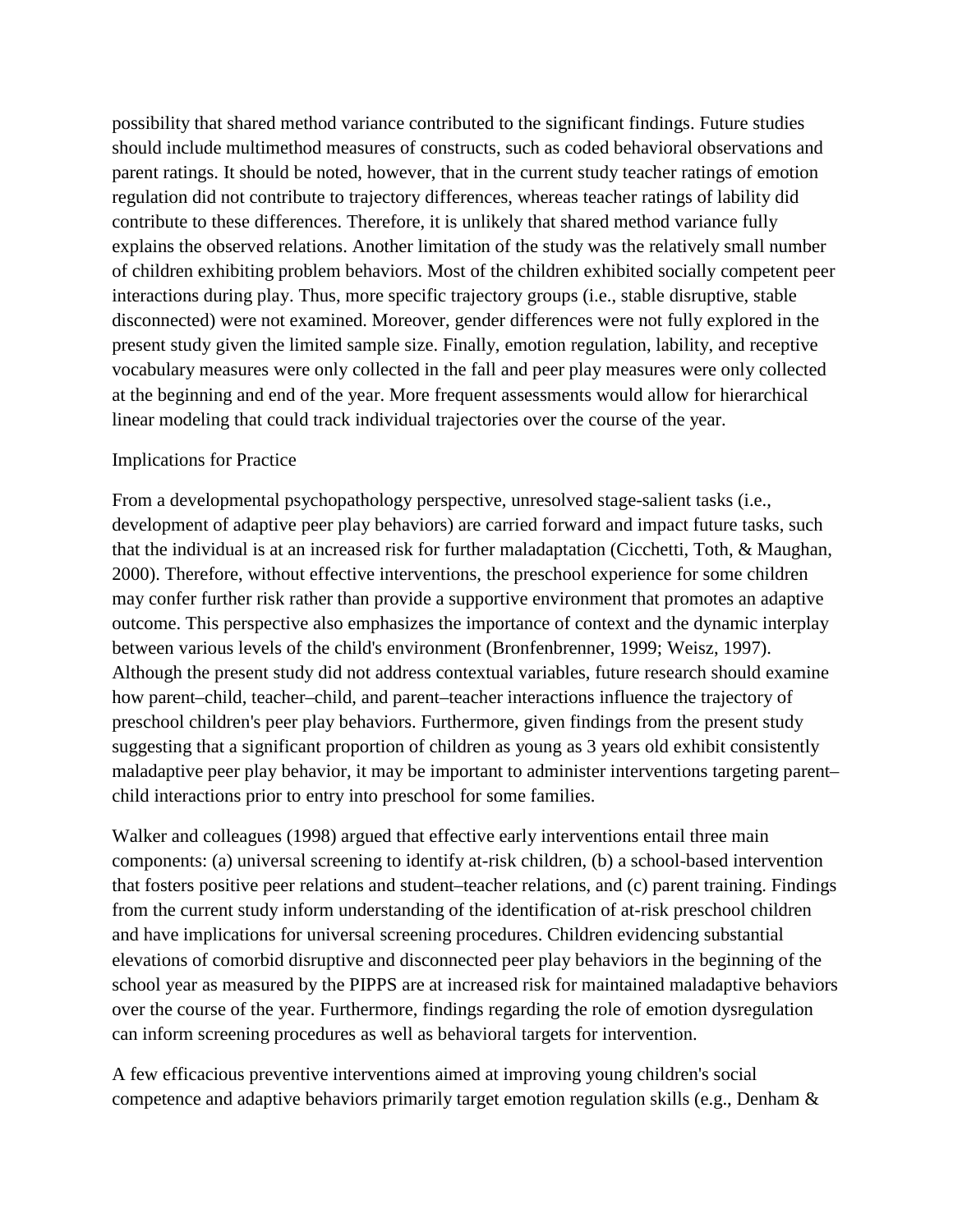possibility that shared method variance contributed to the significant findings. Future studies should include multimethod measures of constructs, such as coded behavioral observations and parent ratings. It should be noted, however, that in the current study teacher ratings of emotion regulation did not contribute to trajectory differences, whereas teacher ratings of lability did contribute to these differences. Therefore, it is unlikely that shared method variance fully explains the observed relations. Another limitation of the study was the relatively small number of children exhibiting problem behaviors. Most of the children exhibited socially competent peer interactions during play. Thus, more specific trajectory groups (i.e., stable disruptive, stable disconnected) were not examined. Moreover, gender differences were not fully explored in the present study given the limited sample size. Finally, emotion regulation, lability, and receptive vocabulary measures were only collected in the fall and peer play measures were only collected at the beginning and end of the year. More frequent assessments would allow for hierarchical linear modeling that could track individual trajectories over the course of the year.

## Implications for Practice

From a developmental psychopathology perspective, unresolved stage-salient tasks (i.e., development of adaptive peer play behaviors) are carried forward and impact future tasks, such that the individual is at an increased risk for further maladaptation (Cicchetti, Toth, & Maughan, 2000). Therefore, without effective interventions, the preschool experience for some children may confer further risk rather than provide a supportive environment that promotes an adaptive outcome. This perspective also emphasizes the importance of context and the dynamic interplay between various levels of the child's environment (Bronfenbrenner, 1999; Weisz, 1997). Although the present study did not address contextual variables, future research should examine how parent–child, teacher–child, and parent–teacher interactions influence the trajectory of preschool children's peer play behaviors. Furthermore, given findings from the present study suggesting that a significant proportion of children as young as 3 years old exhibit consistently maladaptive peer play behavior, it may be important to administer interventions targeting parent–child interactions prior to entry into preschool for some families.

Walker and colleagues (1998) argued that effective early interventions entail three main components: (a) universal screening to identify at-risk children, (b) a school-based intervention that fosters positive peer relations and student–teacher relations, and (c) parent training. Findings from the current study inform understanding of the identification of at-risk preschool children and have implications for universal screening procedures. Children evidencing substantial elevations of comorbid disruptive and disconnected peer play behaviors in the beginning of the school year as measured by the PIPPS are at increased risk for maintained maladaptive behaviors over the course of the year. Furthermore, findings regarding the role of emotion dysregulation can inform screening procedures as well as behavioral targets for intervention.

A few efficacious preventive interventions aimed at improving young children's social competence and adaptive behaviors primarily target emotion regulation skills (e.g., Denham &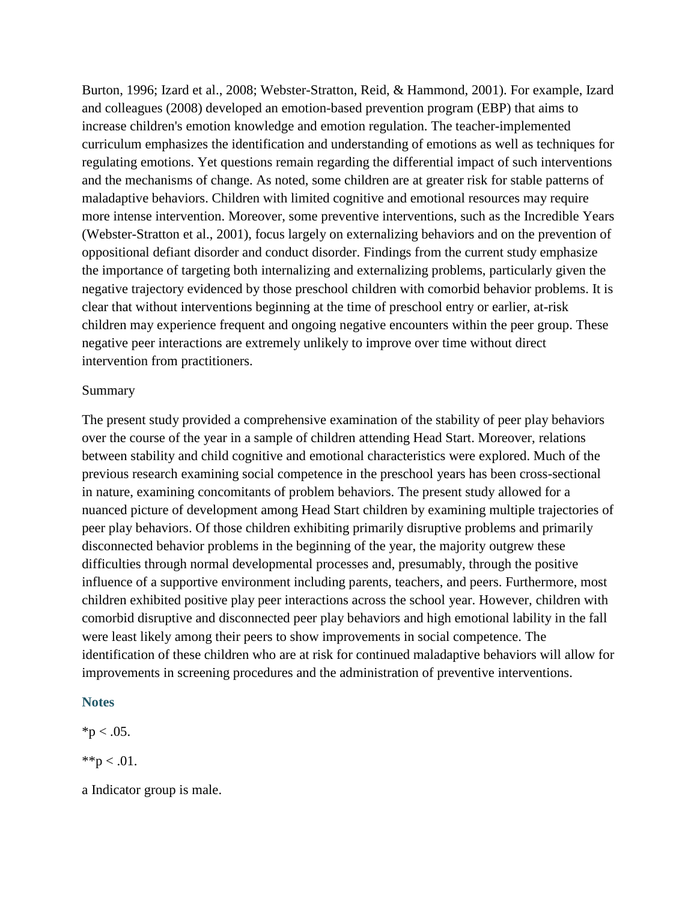Burton, 1996; Izard et al., 2008; Webster-Stratton, Reid, & Hammond, 2001). For example, Izard and colleagues (2008) developed an emotion-based prevention program (EBP) that aims to increase children's emotion knowledge and emotion regulation. The teacher-implemented curriculum emphasizes the identification and understanding of emotions as well as techniques for regulating emotions. Yet questions remain regarding the differential impact of such interventions and the mechanisms of change. As noted, some children are at greater risk for stable patterns of maladaptive behaviors. Children with limited cognitive and emotional resources may require more intense intervention. Moreover, some preventive interventions, such as the Incredible Years (Webster-Stratton et al., 2001), focus largely on externalizing behaviors and on the prevention of oppositional defiant disorder and conduct disorder. Findings from the current study emphasize the importance of targeting both internalizing and externalizing problems, particularly given the negative trajectory evidenced by those preschool children with comorbid behavior problems. It is clear that without interventions beginning at the time of preschool entry or earlier, at-risk children may experience frequent and ongoing negative encounters within the peer group. These negative peer interactions are extremely unlikely to improve over time without direct intervention from practitioners.

## Summary

The present study provided a comprehensive examination of the stability of peer play behaviors over the course of the year in a sample of children attending Head Start. Moreover, relations between stability and child cognitive and emotional characteristics were explored. Much of the previous research examining social competence in the preschool years has been cross-sectional in nature, examining concomitants of problem behaviors. The present study allowed for a nuanced picture of development among Head Start children by examining multiple trajectories of peer play behaviors. Of those children exhibiting primarily disruptive problems and primarily disconnected behavior problems in the beginning of the year, the majority outgrew these difficulties through normal developmental processes and, presumably, through the positive influence of a supportive environment including parents, teachers, and peers. Furthermore, most children exhibited positive play peer interactions across the school year. However, children with comorbid disruptive and disconnected peer play behaviors and high emotional lability in the fall were least likely among their peers to show improvements in social competence. The identification of these children who are at risk for continued maladaptive behaviors will allow for improvements in screening procedures and the administration of preventive interventions.

## Notes

*p < .05.

**p < .01.

a Indicator group is male.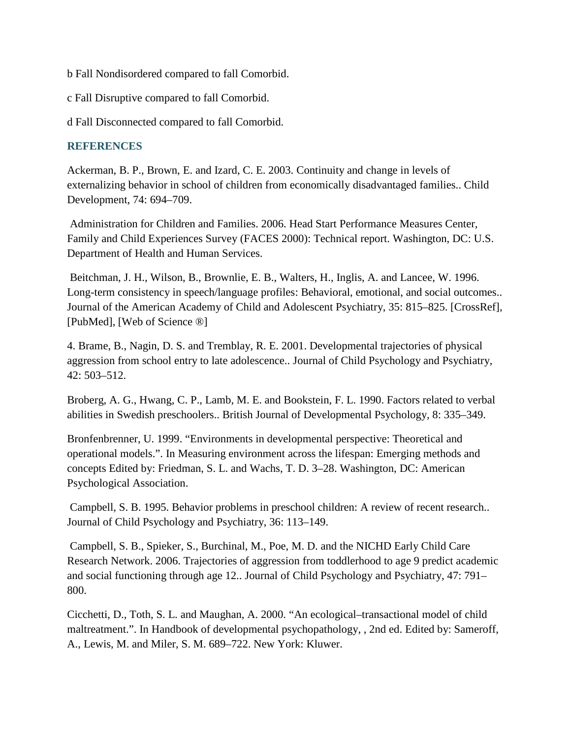b Fall Nondisordered compared to fall Comorbid.

c Fall Disruptive compared to fall Comorbid.

d Fall Disconnected compared to fall Comorbid.

## REFERENCES

Ackerman, B. P., Brown, E. and Izard, C. E. 2003. Continuity and change in levels of externalizing behavior in school of children from economically disadvantaged families.. Child Development, 74: 694–709.

Administration for Children and Families. 2006. Head Start Performance Measures Center, Family and Child Experiences Survey (FACES 2000): Technical report. Washington, DC: U.S. Department of Health and Human Services.

Beitchman, J. H., Wilson, B., Brownlie, E. B., Walters, H., Inglis, A. and Lancee, W. 1996. Long-term consistency in speech/language profiles: Behavioral, emotional, and social outcomes.. Journal of the American Academy of Child and Adolescent Psychiatry, 35: 815–825. [CrossRef], [PubMed], [Web of Science ®]

4. Brame, B., Nagin, D. S. and Tremblay, R. E. 2001. Developmental trajectories of physical aggression from school entry to late adolescence.. Journal of Child Psychology and Psychiatry, 42: 503–512.

Broberg, A. G., Hwang, C. P., Lamb, M. E. and Bookstein, F. L. 1990. Factors related to verbal abilities in Swedish preschoolers.. British Journal of Developmental Psychology, 8: 335–349.

Bronfenbrenner, U. 1999. "Environments in developmental perspective: Theoretical and operational models.". In Measuring environment across the lifespan: Emerging methods and concepts Edited by: Friedman, S. L. and Wachs, T. D. 3–28. Washington, DC: American Psychological Association.

Campbell, S. B. 1995. Behavior problems in preschool children: A review of recent research.. Journal of Child Psychology and Psychiatry, 36: 113–149.

Campbell, S. B., Spieker, S., Burchinal, M., Poe, M. D. and the NICHD Early Child Care Research Network. 2006. Trajectories of aggression from toddlerhood to age 9 predict academic and social functioning through age 12.. Journal of Child Psychology and Psychiatry, 47: 791–800.

Cicchetti, D., Toth, S. L. and Maughan, A. 2000. "An ecological–transactional model of child maltreatment.". In Handbook of developmental psychopathology, , 2nd ed. Edited by: Sameroff, A., Lewis, M. and Miler, S. M. 689–722. New York: Kluwer.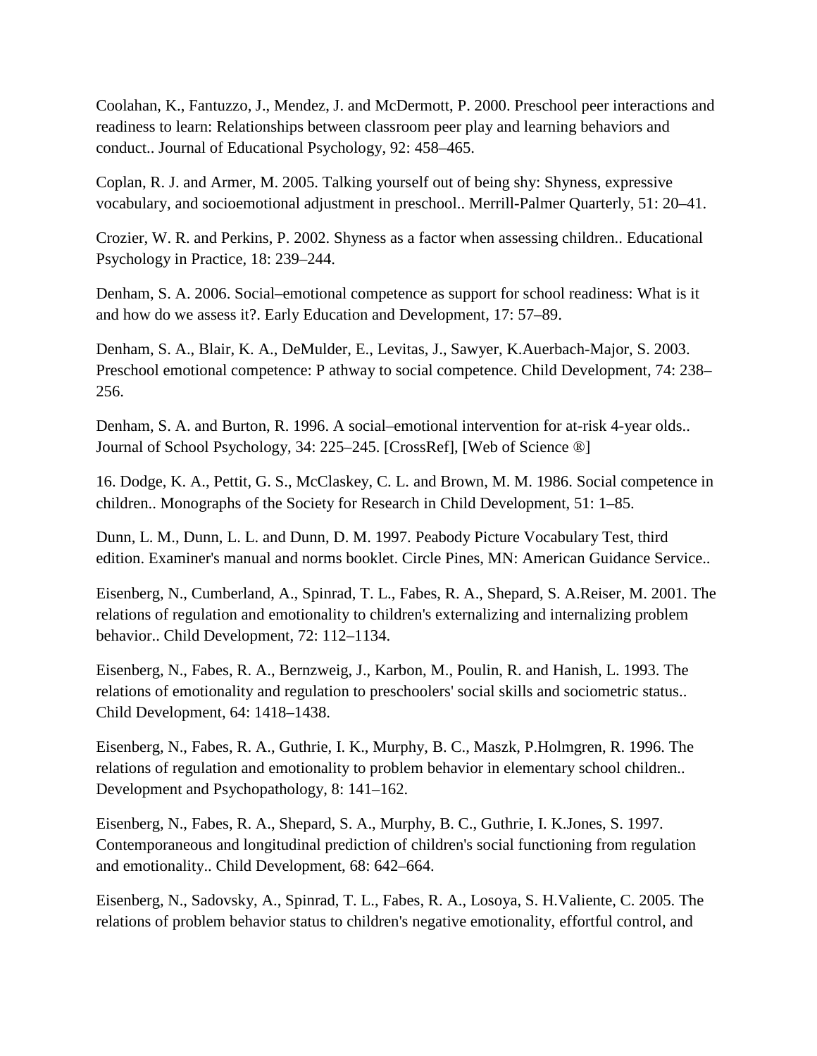Coolahan, K., Fantuzzo, J., Mendez, J. and McDermott, P. 2000. Preschool peer interactions and readiness to learn: Relationships between classroom peer play and learning behaviors and conduct.. Journal of Educational Psychology, 92: 458–465.

Coplan, R. J. and Armer, M. 2005. Talking yourself out of being shy: Shyness, expressive vocabulary, and socioemotional adjustment in preschool.. Merrill-Palmer Quarterly, 51: 20–41.

Crozier, W. R. and Perkins, P. 2002. Shyness as a factor when assessing children.. Educational Psychology in Practice, 18: 239–244.

Denham, S. A. 2006. Social–emotional competence as support for school readiness: What is it and how do we assess it?. Early Education and Development, 17: 57–89.

Denham, S. A., Blair, K. A., DeMulder, E., Levitas, J., Sawyer, K.Auerbach-Major, S. 2003. Preschool emotional competence: P athway to social competence. Child Development, 74: 238–256.

Denham, S. A. and Burton, R. 1996. A social–emotional intervention for at-risk 4-year olds.. Journal of School Psychology, 34: 225–245. [CrossRef], [Web of Science ®]

16. Dodge, K. A., Pettit, G. S., McClaskey, C. L. and Brown, M. M. 1986. Social competence in children.. Monographs of the Society for Research in Child Development, 51: 1–85.

Dunn, L. M., Dunn, L. L. and Dunn, D. M. 1997. Peabody Picture Vocabulary Test, third edition. Examiner's manual and norms booklet. Circle Pines, MN: American Guidance Service..

Eisenberg, N., Cumberland, A., Spinrad, T. L., Fabes, R. A., Shepard, S. A.Reiser, M. 2001. The relations of regulation and emotionality to children's externalizing and internalizing problem behavior.. Child Development, 72: 112–1134.

Eisenberg, N., Fabes, R. A., Bernzweig, J., Karbon, M., Poulin, R. and Hanish, L. 1993. The relations of emotionality and regulation to preschoolers' social skills and sociometric status.. Child Development, 64: 1418–1438.

Eisenberg, N., Fabes, R. A., Guthrie, I. K., Murphy, B. C., Maszk, P.Holmgren, R. 1996. The relations of regulation and emotionality to problem behavior in elementary school children.. Development and Psychopathology, 8: 141–162.

Eisenberg, N., Fabes, R. A., Shepard, S. A., Murphy, B. C., Guthrie, I. K.Jones, S. 1997. Contemporaneous and longitudinal prediction of children's social functioning from regulation and emotionality.. Child Development, 68: 642–664.

Eisenberg, N., Sadovsky, A., Spinrad, T. L., Fabes, R. A., Losoya, S. H.Valiente, C. 2005. The relations of problem behavior status to children's negative emotionality, effortful control, and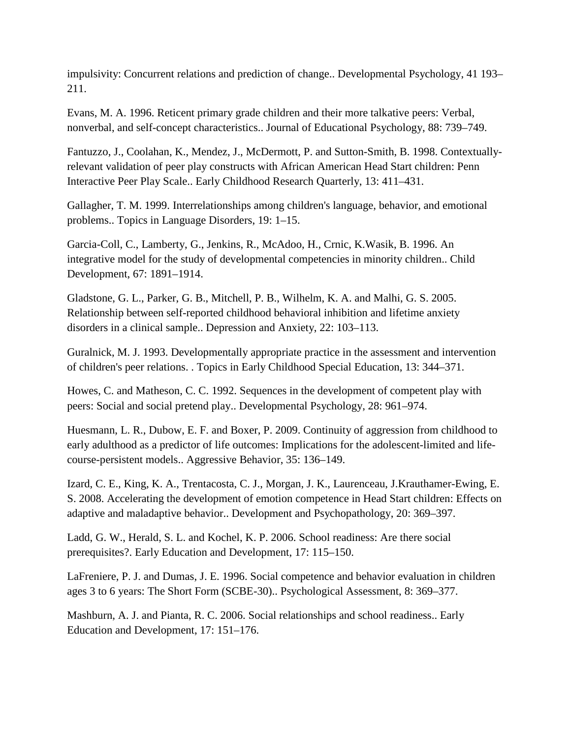impulsivity: Concurrent relations and prediction of change.. Developmental Psychology, 41 193–211.

Evans, M. A. 1996. Reticent primary grade children and their more talkative peers: Verbal, nonverbal, and self-concept characteristics.. Journal of Educational Psychology, 88: 739–749.

Fantuzzo, J., Coolahan, K., Mendez, J., McDermott, P. and Sutton-Smith, B. 1998. Contextually-relevant validation of peer play constructs with African American Head Start children: Penn Interactive Peer Play Scale.. Early Childhood Research Quarterly, 13: 411–431.

Gallagher, T. M. 1999. Interrelationships among children's language, behavior, and emotional problems.. Topics in Language Disorders, 19: 1–15.

Garcia-Coll, C., Lamberty, G., Jenkins, R., McAdoo, H., Crnic, K.Wasik, B. 1996. An integrative model for the study of developmental competencies in minority children.. Child Development, 67: 1891–1914.

Gladstone, G. L., Parker, G. B., Mitchell, P. B., Wilhelm, K. A. and Malhi, G. S. 2005. Relationship between self-reported childhood behavioral inhibition and lifetime anxiety disorders in a clinical sample.. Depression and Anxiety, 22: 103–113.

Guralnick, M. J. 1993. Developmentally appropriate practice in the assessment and intervention of children's peer relations. . Topics in Early Childhood Special Education, 13: 344–371.

Howes, C. and Matheson, C. C. 1992. Sequences in the development of competent play with peers: Social and social pretend play.. Developmental Psychology, 28: 961–974.

Huesmann, L. R., Dubow, E. F. and Boxer, P. 2009. Continuity of aggression from childhood to early adulthood as a predictor of life outcomes: Implications for the adolescent-limited and life-course-persistent models.. Aggressive Behavior, 35: 136–149.

Izard, C. E., King, K. A., Trentacosta, C. J., Morgan, J. K., Laurenceau, J.Krauthamer-Ewing, E. S. 2008. Accelerating the development of emotion competence in Head Start children: Effects on adaptive and maladaptive behavior.. Development and Psychopathology, 20: 369–397.

Ladd, G. W., Herald, S. L. and Kochel, K. P. 2006. School readiness: Are there social prerequisites?. Early Education and Development, 17: 115–150.

LaFreniere, P. J. and Dumas, J. E. 1996. Social competence and behavior evaluation in children ages 3 to 6 years: The Short Form (SCBE-30).. Psychological Assessment, 8: 369–377.

Mashburn, A. J. and Pianta, R. C. 2006. Social relationships and school readiness.. Early Education and Development, 17: 151–176.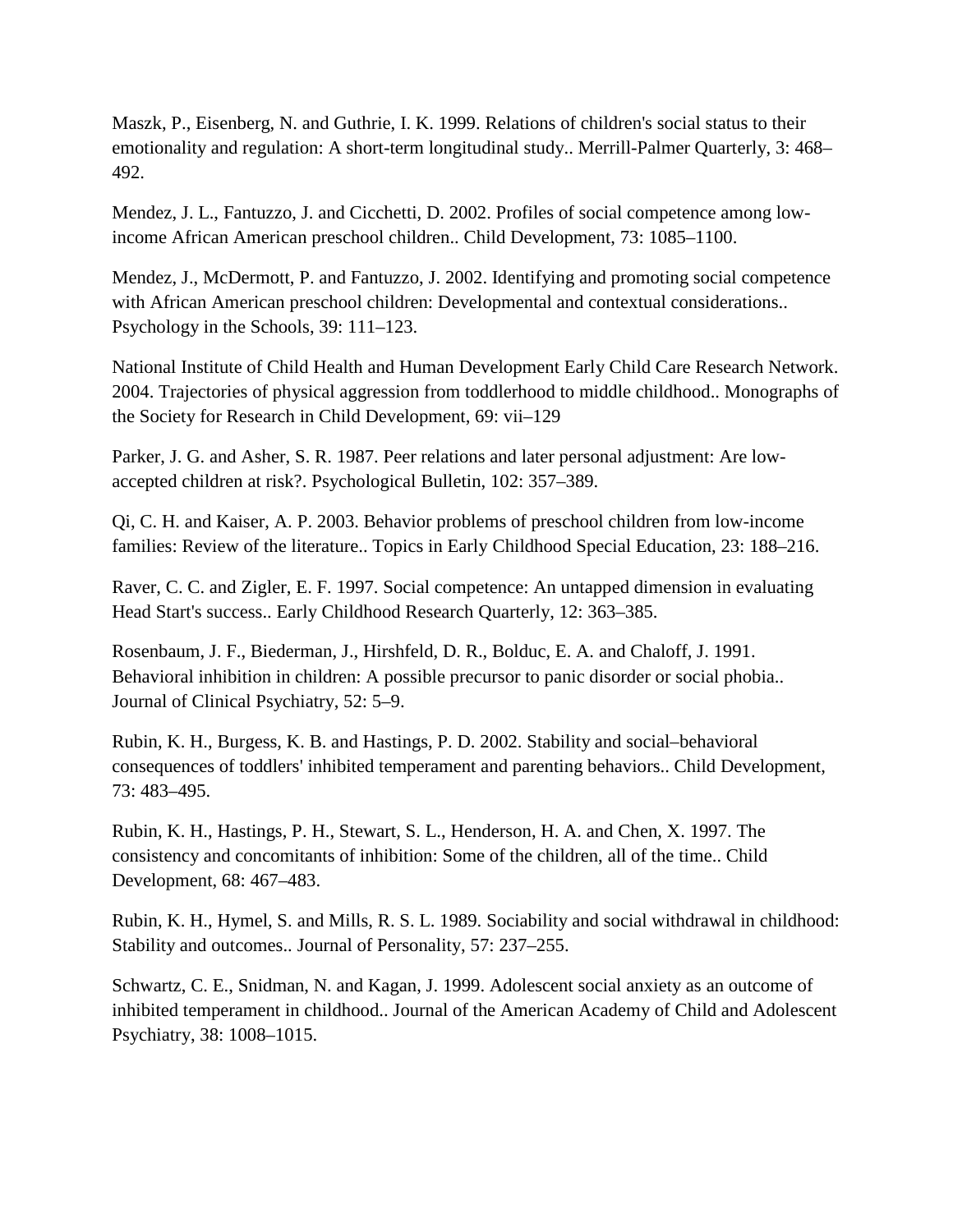Maszk, P., Eisenberg, N. and Guthrie, I. K. 1999. Relations of children's social status to their emotionality and regulation: A short-term longitudinal study.. Merrill-Palmer Quarterly, 3: 468–492.

Mendez, J. L., Fantuzzo, J. and Cicchetti, D. 2002. Profiles of social competence among low-income African American preschool children.. Child Development, 73: 1085–1100.

Mendez, J., McDermott, P. and Fantuzzo, J. 2002. Identifying and promoting social competence with African American preschool children: Developmental and contextual considerations.. Psychology in the Schools, 39: 111–123.

National Institute of Child Health and Human Development Early Child Care Research Network. 2004. Trajectories of physical aggression from toddlerhood to middle childhood.. Monographs of the Society for Research in Child Development, 69: vii–129

Parker, J. G. and Asher, S. R. 1987. Peer relations and later personal adjustment: Are low-accepted children at risk?. Psychological Bulletin, 102: 357–389.

Qi, C. H. and Kaiser, A. P. 2003. Behavior problems of preschool children from low-income families: Review of the literature.. Topics in Early Childhood Special Education, 23: 188–216.

Raver, C. C. and Zigler, E. F. 1997. Social competence: An untapped dimension in evaluating Head Start's success.. Early Childhood Research Quarterly, 12: 363–385.

Rosenbaum, J. F., Biederman, J., Hirshfeld, D. R., Bolduc, E. A. and Chaloff, J. 1991. Behavioral inhibition in children: A possible precursor to panic disorder or social phobia.. Journal of Clinical Psychiatry, 52: 5–9.

Rubin, K. H., Burgess, K. B. and Hastings, P. D. 2002. Stability and social–behavioral consequences of toddlers' inhibited temperament and parenting behaviors.. Child Development, 73: 483–495.

Rubin, K. H., Hastings, P. H., Stewart, S. L., Henderson, H. A. and Chen, X. 1997. The consistency and concomitants of inhibition: Some of the children, all of the time.. Child Development, 68: 467–483.

Rubin, K. H., Hymel, S. and Mills, R. S. L. 1989. Sociability and social withdrawal in childhood: Stability and outcomes.. Journal of Personality, 57: 237–255.

Schwartz, C. E., Snidman, N. and Kagan, J. 1999. Adolescent social anxiety as an outcome of inhibited temperament in childhood.. Journal of the American Academy of Child and Adolescent Psychiatry, 38: 1008–1015.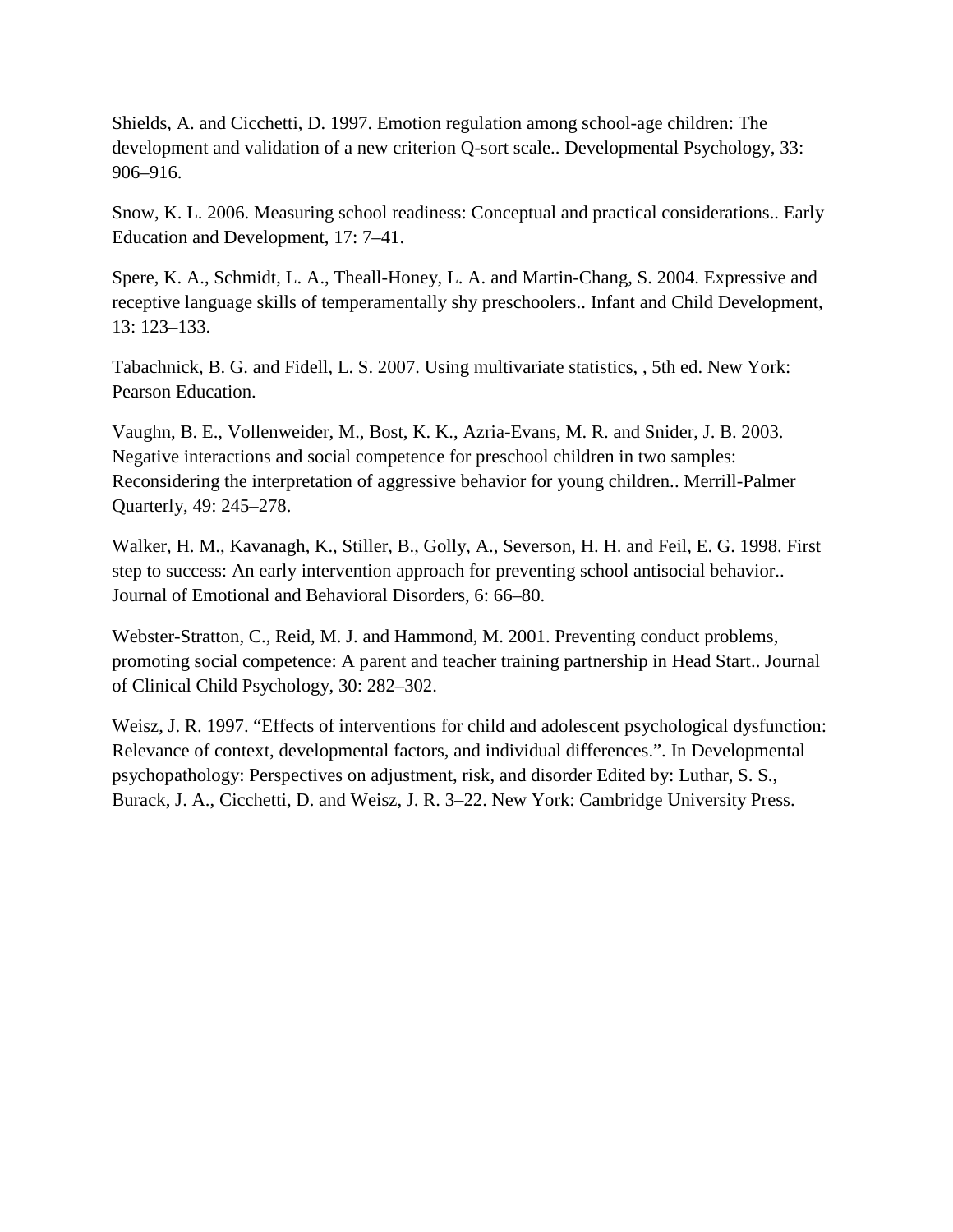Shields, A. and Cicchetti, D. 1997. Emotion regulation among school-age children: The development and validation of a new criterion Q-sort scale.. Developmental Psychology, 33: 906–916.

Snow, K. L. 2006. Measuring school readiness: Conceptual and practical considerations.. Early Education and Development, 17: 7–41.

Spere, K. A., Schmidt, L. A., Theall-Honey, L. A. and Martin-Chang, S. 2004. Expressive and receptive language skills of temperamentally shy preschoolers.. Infant and Child Development, 13: 123–133.

Tabachnick, B. G. and Fidell, L. S. 2007. Using multivariate statistics, , 5th ed. New York: Pearson Education.

Vaughn, B. E., Vollenweider, M., Bost, K. K., Azria-Evans, M. R. and Snider, J. B. 2003. Negative interactions and social competence for preschool children in two samples: Reconsidering the interpretation of aggressive behavior for young children.. Merrill-Palmer Quarterly, 49: 245–278.

Walker, H. M., Kavanagh, K., Stiller, B., Golly, A., Severson, H. H. and Feil, E. G. 1998. First step to success: An early intervention approach for preventing school antisocial behavior.. Journal of Emotional and Behavioral Disorders, 6: 66–80.

Webster-Stratton, C., Reid, M. J. and Hammond, M. 2001. Preventing conduct problems, promoting social competence: A parent and teacher training partnership in Head Start.. Journal of Clinical Child Psychology, 30: 282–302.

Weisz, J. R. 1997. “Effects of interventions for child and adolescent psychological dysfunction: Relevance of context, developmental factors, and individual differences.”. In Developmental psychopathology: Perspectives on adjustment, risk, and disorder Edited by: Luthar, S. S., Burack, J. A., Cicchetti, D. and Weisz, J. R. 3–22. New York: Cambridge University Press.